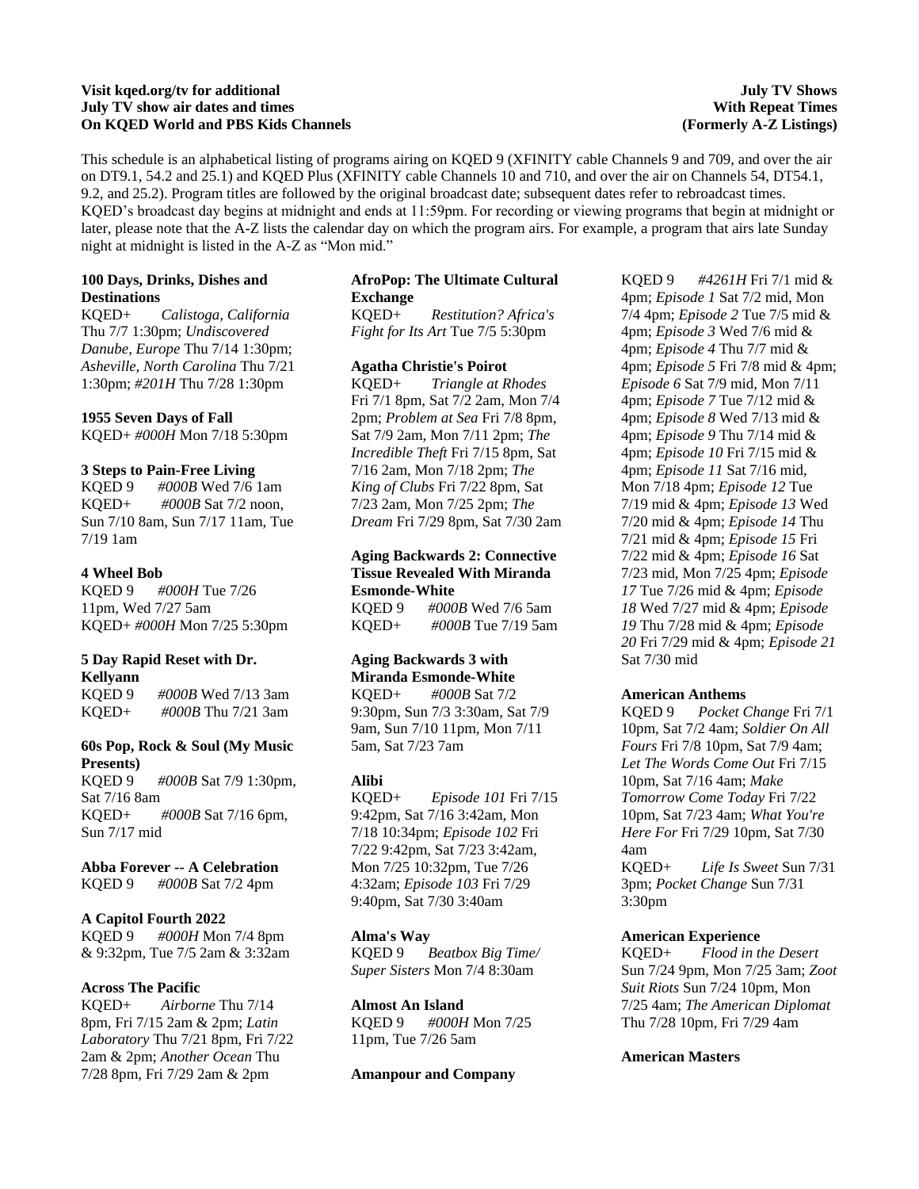**Visit kqed.org/tv for additional July TV show air dates and times On KQED World and PBS Kids Channels**

**July TV Shows With Repeat Times (Formerly A-Z Listings)**

This schedule is an alphabetical listing of programs airing on KQED 9 (XFINITY cable Channels 9 and 709, and over the air on DT9.1, 54.2 and 25.1) and KQED Plus (XFINITY cable Channels 10 and 710, and over the air on Channels 54, DT54.1, 9.2, and 25.2). Program titles are followed by the original broadcast date; subsequent dates refer to rebroadcast times. KQED's broadcast day begins at midnight and ends at 11:59pm. For recording or viewing programs that begin at midnight or later, please note that the A-Z lists the calendar day on which the program airs. For example, a program that airs late Sunday night at midnight is listed in the A-Z as "Mon mid."

**100 Days, Drinks, Dishes and Destinations**
KQED+ *Calistoga, California* Thu 7/7 1:30pm; *Undiscovered Danube, Europe* Thu 7/14 1:30pm; *Asheville, North Carolina* Thu 7/21 1:30pm; *#201H* Thu 7/28 1:30pm

**1955 Seven Days of Fall**
KQED+ *#000H* Mon 7/18 5:30pm

**3 Steps to Pain-Free Living**
KQED 9 *#000B* Wed 7/6 1am
KQED+ *#000B* Sat 7/2 noon, Sun 7/10 8am, Sun 7/17 11am, Tue 7/19 1am

**4 Wheel Bob**
KQED 9 *#000H* Tue 7/26 11pm, Wed 7/27 5am
KQED+ *#000H* Mon 7/25 5:30pm

**5 Day Rapid Reset with Dr. Kellyann**
KQED 9 *#000B* Wed 7/13 3am
KQED+ *#000B* Thu 7/21 3am

**60s Pop, Rock & Soul (My Music Presents)**
KQED 9 *#000B* Sat 7/9 1:30pm, Sat 7/16 8am
KQED+ *#000B* Sat 7/16 6pm, Sun 7/17 mid

**Abba Forever -- A Celebration**
KQED 9 *#000B* Sat 7/2 4pm

**A Capitol Fourth 2022**
KQED 9 *#000H* Mon 7/4 8pm & 9:32pm, Tue 7/5 2am & 3:32am

**Across The Pacific**
KQED+ *Airborne* Thu 7/14 8pm, Fri 7/15 2am & 2pm; *Latin Laboratory* Thu 7/21 8pm, Fri 7/22 2am & 2pm; *Another Ocean* Thu 7/28 8pm, Fri 7/29 2am & 2pm

**AfroPop: The Ultimate Cultural Exchange**
KQED+ *Restitution? Africa's Fight for Its Art* Tue 7/5 5:30pm

**Agatha Christie's Poirot**
KQED+ *Triangle at Rhodes* Fri 7/1 8pm, Sat 7/2 2am, Mon 7/4 2pm; *Problem at Sea* Fri 7/8 8pm, Sat 7/9 2am, Mon 7/11 2pm; *The Incredible Theft* Fri 7/15 8pm, Sat 7/16 2am, Mon 7/18 2pm; *The King of Clubs* Fri 7/22 8pm, Sat 7/23 2am, Mon 7/25 2pm; *The Dream* Fri 7/29 8pm, Sat 7/30 2am

**Aging Backwards 2: Connective Tissue Revealed With Miranda Esmonde-White**
KQED 9 *#000B* Wed 7/6 5am
KQED+ *#000B* Tue 7/19 5am

**Aging Backwards 3 with Miranda Esmonde-White**
KQED+ *#000B* Sat 7/2 9:30pm, Sun 7/3 3:30am, Sat 7/9 9am, Sun 7/10 11pm, Mon 7/11 5am, Sat 7/23 7am

**Alibi**
KQED+ *Episode 101* Fri 7/15 9:42pm, Sat 7/16 3:42am, Mon 7/18 10:34pm; *Episode 102* Fri 7/22 9:42pm, Sat 7/23 3:42am, Mon 7/25 10:32pm, Tue 7/26 4:32am; *Episode 103* Fri 7/29 9:40pm, Sat 7/30 3:40am

**Alma's Way**
KQED 9 *Beatbox Big Time/ Super Sisters* Mon 7/4 8:30am

**Almost An Island**
KQED 9 *#000H* Mon 7/25 11pm, Tue 7/26 5am

**Amanpour and Company**
KQED 9 *#4261H* Fri 7/1 mid & 4pm; *Episode 1* Sat 7/2 mid, Mon 7/4 4pm; *Episode 2* Tue 7/5 mid & 4pm; *Episode 3* Wed 7/6 mid & 4pm; *Episode 4* Thu 7/7 mid & 4pm; *Episode 5* Fri 7/8 mid & 4pm; *Episode 6* Sat 7/9 mid, Mon 7/11 4pm; *Episode 7* Tue 7/12 mid & 4pm; *Episode 8* Wed 7/13 mid & 4pm; *Episode 9* Thu 7/14 mid & 4pm; *Episode 10* Fri 7/15 mid & 4pm; *Episode 11* Sat 7/16 mid, Mon 7/18 4pm; *Episode 12* Tue 7/19 mid & 4pm; *Episode 13* Wed 7/20 mid & 4pm; *Episode 14* Thu 7/21 mid & 4pm; *Episode 15* Fri 7/22 mid & 4pm; *Episode 16* Sat 7/23 mid, Mon 7/25 4pm; *Episode 17* Tue 7/26 mid & 4pm; *Episode 18* Wed 7/27 mid & 4pm; *Episode 19* Thu 7/28 mid & 4pm; *Episode 20* Fri 7/29 mid & 4pm; *Episode 21* Sat 7/30 mid

**American Anthems**
KQED 9 *Pocket Change* Fri 7/1 10pm, Sat 7/2 4am; *Soldier On All Fours* Fri 7/8 10pm, Sat 7/9 4am; *Let The Words Come Out* Fri 7/15 10pm, Sat 7/16 4am; *Make Tomorrow Come Today* Fri 7/22 10pm, Sat 7/23 4am; *What You're Here For* Fri 7/29 10pm, Sat 7/30 4am
KQED+ *Life Is Sweet* Sun 7/31 3pm; *Pocket Change* Sun 7/31 3:30pm

**American Experience**
KQED+ *Flood in the Desert* Sun 7/24 9pm, Mon 7/25 3am; *Zoot Suit Riots* Sun 7/24 10pm, Mon 7/25 4am; *The American Diplomat* Thu 7/28 10pm, Fri 7/29 4am

**American Masters**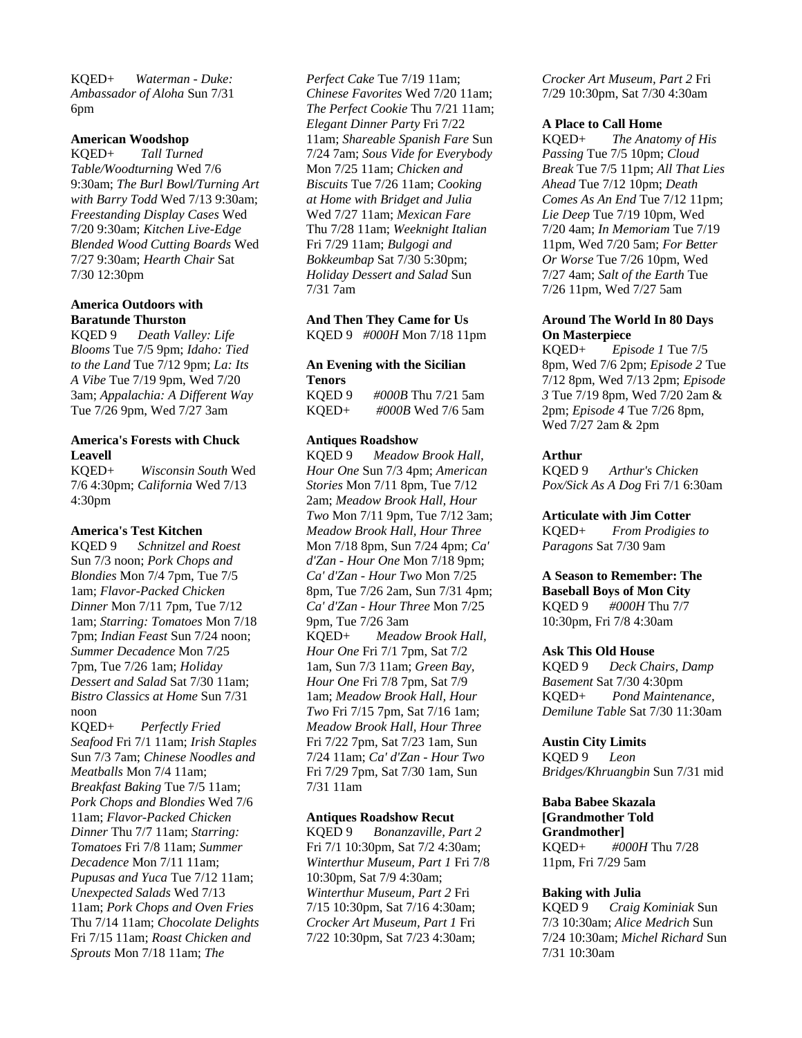KQED+ *Waterman - Duke: Ambassador of Aloha* Sun 7/31 6pm

**American Woodshop**
KQED+ *Tall Turned Table/Woodturning* Wed 7/6 9:30am; *The Burl Bowl/Turning Art with Barry Todd* Wed 7/13 9:30am; *Freestanding Display Cases* Wed 7/20 9:30am; *Kitchen Live-Edge Blended Wood Cutting Boards* Wed 7/27 9:30am; *Hearth Chair* Sat 7/30 12:30pm

**America Outdoors with Baratunde Thurston**
KQED 9 *Death Valley: Life Blooms* Tue 7/5 9pm; *Idaho: Tied to the Land* Tue 7/12 9pm; *La: Its A Vibe* Tue 7/19 9pm, Wed 7/20 3am; *Appalachia: A Different Way* Tue 7/26 9pm, Wed 7/27 3am

**America's Forests with Chuck Leavell**
KQED+ *Wisconsin South* Wed 7/6 4:30pm; *California* Wed 7/13 4:30pm

**America's Test Kitchen**
KQED 9 *Schnitzel and Roest* Sun 7/3 noon; *Pork Chops and Blondies* Mon 7/4 7pm, Tue 7/5 1am; *Flavor-Packed Chicken Dinner* Mon 7/11 7pm, Tue 7/12 1am; *Starring: Tomatoes* Mon 7/18 7pm; *Indian Feast* Sun 7/24 noon; *Summer Decadence* Mon 7/25 7pm, Tue 7/26 1am; *Holiday Dessert and Salad* Sat 7/30 11am; *Bistro Classics at Home* Sun 7/31 noon
KQED+ *Perfectly Fried Seafood* Fri 7/1 11am; *Irish Staples* Sun 7/3 7am; *Chinese Noodles and Meatballs* Mon 7/4 11am; *Breakfast Baking* Tue 7/5 11am; *Pork Chops and Blondies* Wed 7/6 11am; *Flavor-Packed Chicken Dinner* Thu 7/7 11am; *Starring: Tomatoes* Fri 7/8 11am; *Summer Decadence* Mon 7/11 11am; *Pupusas and Yuca* Tue 7/12 11am; *Unexpected Salads* Wed 7/13 11am; *Pork Chops and Oven Fries* Thu 7/14 11am; *Chocolate Delights* Fri 7/15 11am; *Roast Chicken and Sprouts* Mon 7/18 11am; *The Perfect Cake* Tue 7/19 11am; *Chinese Favorites* Wed 7/20 11am; *The Perfect Cookie* Thu 7/21 11am; *Elegant Dinner Party* Fri 7/22 11am; *Shareable Spanish Fare* Sun 7/24 7am; *Sous Vide for Everybody* Mon 7/25 11am; *Chicken and Biscuits* Tue 7/26 11am; *Cooking at Home with Bridget and Julia* Wed 7/27 11am; *Mexican Fare* Thu 7/28 11am; *Weeknight Italian* Fri 7/29 11am; *Bulgogi and Bokkeumbap* Sat 7/30 5:30pm; *Holiday Dessert and Salad* Sun 7/31 7am

**And Then They Came for Us**
KQED 9 *#000H* Mon 7/18 11pm

**An Evening with the Sicilian Tenors**
KQED 9 *#000B* Thu 7/21 5am
KQED+ *#000B* Wed 7/6 5am

**Antiques Roadshow**
KQED 9 *Meadow Brook Hall, Hour One* Sun 7/3 4pm; *American Stories* Mon 7/11 8pm, Tue 7/12 2am; *Meadow Brook Hall, Hour Two* Mon 7/11 9pm, Tue 7/12 3am; *Meadow Brook Hall, Hour Three* Mon 7/18 8pm, Sun 7/24 4pm; *Ca' d'Zan - Hour One* Mon 7/18 9pm; *Ca' d'Zan - Hour Two* Mon 7/25 8pm, Tue 7/26 2am, Sun 7/31 4pm; *Ca' d'Zan - Hour Three* Mon 7/25 9pm, Tue 7/26 3am
KQED+ *Meadow Brook Hall, Hour One* Fri 7/1 7pm, Sat 7/2 1am, Sun 7/3 11am; *Green Bay, Hour One* Fri 7/8 7pm, Sat 7/9 1am; *Meadow Brook Hall, Hour Two* Fri 7/15 7pm, Sat 7/16 1am; *Meadow Brook Hall, Hour Three* Fri 7/22 7pm, Sat 7/23 1am, Sun 7/24 11am; *Ca' d'Zan - Hour Two* Fri 7/29 7pm, Sat 7/30 1am, Sun 7/31 11am

**Antiques Roadshow Recut**
KQED 9 *Bonanzaville, Part 2* Fri 7/1 10:30pm, Sat 7/2 4:30am; *Winterthur Museum, Part 1* Fri 7/8 10:30pm, Sat 7/9 4:30am; *Winterthur Museum, Part 2* Fri 7/15 10:30pm, Sat 7/16 4:30am; *Crocker Art Museum, Part 1* Fri 7/22 10:30pm, Sat 7/23 4:30am; *Crocker Art Museum, Part 2* Fri 7/29 10:30pm, Sat 7/30 4:30am

**A Place to Call Home**
KQED+ *The Anatomy of His Passing* Tue 7/5 10pm; *Cloud Break* Tue 7/5 11pm; *All That Lies Ahead* Tue 7/12 10pm; *Death Comes As An End* Tue 7/12 11pm; *Lie Deep* Tue 7/19 10pm, Wed 7/20 4am; *In Memoriam* Tue 7/19 11pm, Wed 7/20 5am; *For Better Or Worse* Tue 7/26 10pm, Wed 7/27 4am; *Salt of the Earth* Tue 7/26 11pm, Wed 7/27 5am

**Around The World In 80 Days On Masterpiece**
KQED+ *Episode 1* Tue 7/5 8pm, Wed 7/6 2pm; *Episode 2* Tue 7/12 8pm, Wed 7/13 2pm; *Episode 3* Tue 7/19 8pm, Wed 7/20 2am & 2pm; *Episode 4* Tue 7/26 8pm, Wed 7/27 2am & 2pm

**Arthur**
KQED 9 *Arthur's Chicken Pox/Sick As A Dog* Fri 7/1 6:30am

**Articulate with Jim Cotter**
KQED+ *From Prodigies to Paragons* Sat 7/30 9am

**A Season to Remember: The Baseball Boys of Mon City**
KQED 9 *#000H* Thu 7/7 10:30pm, Fri 7/8 4:30am

**Ask This Old House**
KQED 9 *Deck Chairs, Damp Basement* Sat 7/30 4:30pm
KQED+ *Pond Maintenance, Demilune Table* Sat 7/30 11:30am

**Austin City Limits**
KQED 9 *Leon Bridges/Khruangbin* Sun 7/31 mid

**Baba Babee Skazala [Grandmother Told Grandmother]**
KQED+ *#000H* Thu 7/28 11pm, Fri 7/29 5am

**Baking with Julia**
KQED 9 *Craig Kominiak* Sun 7/3 10:30am; *Alice Medrich* Sun 7/24 10:30am; *Michel Richard* Sun 7/31 10:30am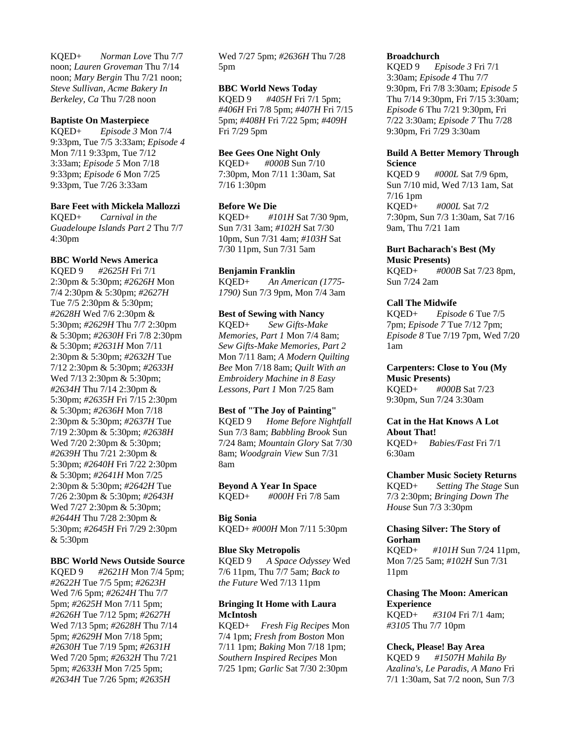KQED+ *Norman Love* Thu 7/7 noon; *Lauren Groveman* Thu 7/14 noon; *Mary Bergin* Thu 7/21 noon; *Steve Sullivan, Acme Bakery In Berkeley, Ca* Thu 7/28 noon

**Baptiste On Masterpiece**
KQED+ *Episode 3* Mon 7/4 9:33pm, Tue 7/5 3:33am; *Episode 4* Mon 7/11 9:33pm, Tue 7/12 3:33am; *Episode 5* Mon 7/18 9:33pm; *Episode 6* Mon 7/25 9:33pm, Tue 7/26 3:33am

**Bare Feet with Mickela Mallozzi**
KQED+ *Carnival in the Guadeloupe Islands Part 2* Thu 7/7 4:30pm

**BBC World News America**
KQED 9 *#2625H* Fri 7/1 2:30pm & 5:30pm; *#2626H* Mon 7/4 2:30pm & 5:30pm; *#2627H* Tue 7/5 2:30pm & 5:30pm; *#2628H* Wed 7/6 2:30pm & 5:30pm; *#2629H* Thu 7/7 2:30pm & 5:30pm; *#2630H* Fri 7/8 2:30pm & 5:30pm; *#2631H* Mon 7/11 2:30pm & 5:30pm; *#2632H* Tue 7/12 2:30pm & 5:30pm; *#2633H* Wed 7/13 2:30pm & 5:30pm; *#2634H* Thu 7/14 2:30pm & 5:30pm; *#2635H* Fri 7/15 2:30pm & 5:30pm; *#2636H* Mon 7/18 2:30pm & 5:30pm; *#2637H* Tue 7/19 2:30pm & 5:30pm; *#2638H* Wed 7/20 2:30pm & 5:30pm; *#2639H* Thu 7/21 2:30pm & 5:30pm; *#2640H* Fri 7/22 2:30pm & 5:30pm; *#2641H* Mon 7/25 2:30pm & 5:30pm; *#2642H* Tue 7/26 2:30pm & 5:30pm; *#2643H* Wed 7/27 2:30pm & 5:30pm; *#2644H* Thu 7/28 2:30pm & 5:30pm; *#2645H* Fri 7/29 2:30pm & 5:30pm

**BBC World News Outside Source**
KQED 9 *#2621H* Mon 7/4 5pm; *#2622H* Tue 7/5 5pm; *#2623H* Wed 7/6 5pm; *#2624H* Thu 7/7 5pm; *#2625H* Mon 7/11 5pm; *#2626H* Tue 7/12 5pm; *#2627H* Wed 7/13 5pm; *#2628H* Thu 7/14 5pm; *#2629H* Mon 7/18 5pm; *#2630H* Tue 7/19 5pm; *#2631H* Wed 7/20 5pm; *#2632H* Thu 7/21 5pm; *#2633H* Mon 7/25 5pm; *#2634H* Tue 7/26 5pm; *#2635H* Wed 7/27 5pm; *#2636H* Thu 7/28 5pm

**BBC World News Today**
KQED 9 *#405H* Fri 7/1 5pm; *#406H* Fri 7/8 5pm; *#407H* Fri 7/15 5pm; *#408H* Fri 7/22 5pm; *#409H* Fri 7/29 5pm

**Bee Gees One Night Only**
KQED+ *#000B* Sun 7/10 7:30pm, Mon 7/11 1:30am, Sat 7/16 1:30pm

**Before We Die**
KQED+ *#101H* Sat 7/30 9pm, Sun 7/31 3am; *#102H* Sat 7/30 10pm, Sun 7/31 4am; *#103H* Sat 7/30 11pm, Sun 7/31 5am

**Benjamin Franklin**
KQED+ *An American (1775-1790)* Sun 7/3 9pm, Mon 7/4 3am

**Best of Sewing with Nancy**
KQED+ *Sew Gifts-Make Memories, Part 1* Mon 7/4 8am; *Sew Gifts-Make Memories, Part 2* Mon 7/11 8am; *A Modern Quilting Bee* Mon 7/18 8am; *Quilt With an Embroidery Machine in 8 Easy Lessons, Part 1* Mon 7/25 8am

**Best of "The Joy of Painting"**
KQED 9 *Home Before Nightfall* Sun 7/3 8am; *Babbling Brook* Sun 7/24 8am; *Mountain Glory* Sat 7/30 8am; *Woodgrain View* Sun 7/31 8am

**Beyond A Year In Space**
KQED+ *#000H* Fri 7/8 5am

**Big Sonia**
KQED+ *#000H* Mon 7/11 5:30pm

**Blue Sky Metropolis**
KQED 9 *A Space Odyssey* Wed 7/6 11pm, Thu 7/7 5am; *Back to the Future* Wed 7/13 11pm

**Bringing It Home with Laura McIntosh**
KQED+ *Fresh Fig Recipes* Mon 7/4 1pm; *Fresh from Boston* Mon 7/11 1pm; *Baking* Mon 7/18 1pm; *Southern Inspired Recipes* Mon 7/25 1pm; *Garlic* Sat 7/30 2:30pm

**Broadchurch**
KQED 9 *Episode 3* Fri 7/1 3:30am; *Episode 4* Thu 7/7 9:30pm, Fri 7/8 3:30am; *Episode 5* Thu 7/14 9:30pm, Fri 7/15 3:30am; *Episode 6* Thu 7/21 9:30pm, Fri 7/22 3:30am; *Episode 7* Thu 7/28 9:30pm, Fri 7/29 3:30am

**Build A Better Memory Through Science**
KQED 9 *#000L* Sat 7/9 6pm, Sun 7/10 mid, Wed 7/13 1am, Sat 7/16 1pm
KQED+ *#000L* Sat 7/2 7:30pm, Sun 7/3 1:30am, Sat 7/16 9am, Thu 7/21 1am

**Burt Bacharach's Best (My Music Presents)**
KQED+ *#000B* Sat 7/23 8pm, Sun 7/24 2am

**Call The Midwife**
KQED+ *Episode 6* Tue 7/5 7pm; *Episode 7* Tue 7/12 7pm; *Episode 8* Tue 7/19 7pm, Wed 7/20 1am

**Carpenters: Close to You (My Music Presents)**
KQED+ *#000B* Sat 7/23 9:30pm, Sun 7/24 3:30am

**Cat in the Hat Knows A Lot About That!**
KQED+ *Babies/Fast* Fri 7/1 6:30am

**Chamber Music Society Returns**
KQED+ *Setting The Stage* Sun 7/3 2:30pm; *Bringing Down The House* Sun 7/3 3:30pm

**Chasing Silver: The Story of Gorham**
KQED+ *#101H* Sun 7/24 11pm, Mon 7/25 5am; *#102H* Sun 7/31 11pm

**Chasing The Moon: American Experience**
KQED+ *#3104* Fri 7/1 4am; *#3105* Thu 7/7 10pm

**Check, Please! Bay Area**
KQED 9 *#1507H Mahila By Azalina's, Le Paradis, A Mano* Fri 7/1 1:30am, Sat 7/2 noon, Sun 7/3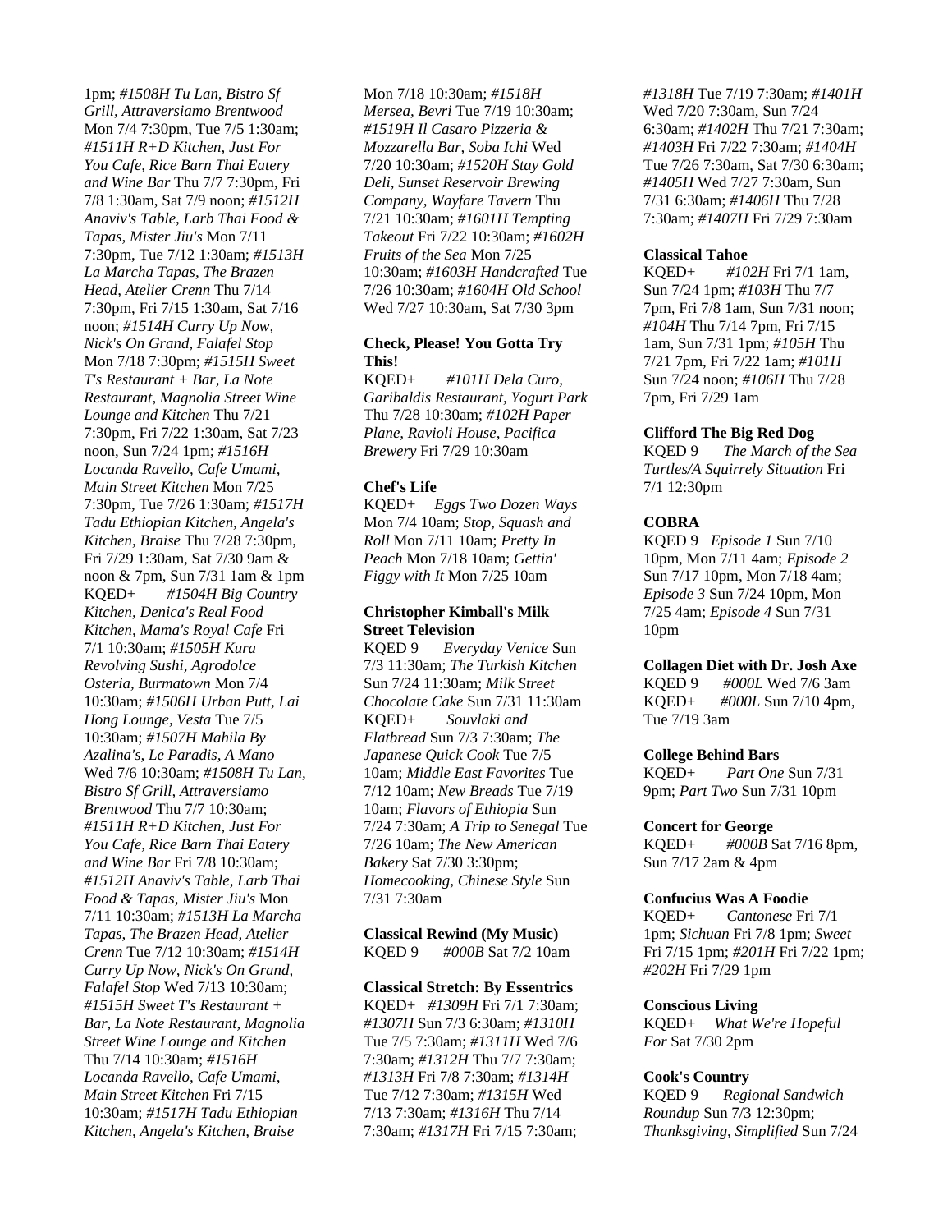1pm; *#1508H Tu Lan, Bistro Sf Grill, Attraversiamo Brentwood* Mon 7/4 7:30pm, Tue 7/5 1:30am; *#1511H R+D Kitchen, Just For You Cafe, Rice Barn Thai Eatery and Wine Bar* Thu 7/7 7:30pm, Fri 7/8 1:30am, Sat 7/9 noon; *#1512H Anaviv's Table, Larb Thai Food & Tapas, Mister Jiu's* Mon 7/11 7:30pm, Tue 7/12 1:30am; *#1513H La Marcha Tapas, The Brazen Head, Atelier Crenn* Thu 7/14 7:30pm, Fri 7/15 1:30am, Sat 7/16 noon; *#1514H Curry Up Now, Nick's On Grand, Falafel Stop* Mon 7/18 7:30pm; *#1515H Sweet T's Restaurant + Bar, La Note Restaurant, Magnolia Street Wine Lounge and Kitchen* Thu 7/21 7:30pm, Fri 7/22 1:30am, Sat 7/23 noon, Sun 7/24 1pm; *#1516H Locanda Ravello, Cafe Umami, Main Street Kitchen* Mon 7/25 7:30pm, Tue 7/26 1:30am; *#1517H Tadu Ethiopian Kitchen, Angela's Kitchen, Braise* Thu 7/28 7:30pm, Fri 7/29 1:30am, Sat 7/30 9am & noon & 7pm, Sun 7/31 1am & 1pm
KQED+ *#1504H Big Country Kitchen, Denica's Real Food Kitchen, Mama's Royal Cafe* Fri 7/1 10:30am; *#1505H Kura Revolving Sushi, Agrodolce Osteria, Burmatown* Mon 7/4 10:30am; *#1506H Urban Putt, Lai Hong Lounge, Vesta* Tue 7/5 10:30am; *#1507H Mahila By Azalina's, Le Paradis, A Mano* Wed 7/6 10:30am; *#1508H Tu Lan, Bistro Sf Grill, Attraversiamo Brentwood* Thu 7/7 10:30am; *#1511H R+D Kitchen, Just For You Cafe, Rice Barn Thai Eatery and Wine Bar* Fri 7/8 10:30am; *#1512H Anaviv's Table, Larb Thai Food & Tapas, Mister Jiu's* Mon 7/11 10:30am; *#1513H La Marcha Tapas, The Brazen Head, Atelier Crenn* Tue 7/12 10:30am; *#1514H Curry Up Now, Nick's On Grand, Falafel Stop* Wed 7/13 10:30am; *#1515H Sweet T's Restaurant + Bar, La Note Restaurant, Magnolia Street Wine Lounge and Kitchen* Thu 7/14 10:30am; *#1516H Locanda Ravello, Cafe Umami, Main Street Kitchen* Fri 7/15 10:30am; *#1517H Tadu Ethiopian Kitchen, Angela's Kitchen, Braise* Mon 7/18 10:30am; *#1518H Mersea, Bevri* Tue 7/19 10:30am; *#1519H Il Casaro Pizzeria & Mozzarella Bar, Soba Ichi* Wed 7/20 10:30am; *#1520H Stay Gold Deli, Sunset Reservoir Brewing Company, Wayfare Tavern* Thu 7/21 10:30am; *#1601H Tempting Takeout* Fri 7/22 10:30am; *#1602H Fruits of the Sea* Mon 7/25 10:30am; *#1603H Handcrafted* Tue 7/26 10:30am; *#1604H Old School* Wed 7/27 10:30am, Sat 7/30 3pm

**Check, Please! You Gotta Try This!**
KQED+ *#101H Dela Curo, Garibaldis Restaurant, Yogurt Park* Thu 7/28 10:30am; *#102H Paper Plane, Ravioli House, Pacifica Brewery* Fri 7/29 10:30am

**Chef's Life**
KQED+ *Eggs Two Dozen Ways* Mon 7/4 10am; *Stop, Squash and Roll* Mon 7/11 10am; *Pretty In Peach* Mon 7/18 10am; *Gettin' Figgy with It* Mon 7/25 10am

**Christopher Kimball's Milk Street Television**
KQED 9 *Everyday Venice* Sun 7/3 11:30am; *The Turkish Kitchen* Sun 7/24 11:30am; *Milk Street Chocolate Cake* Sun 7/31 11:30am
KQED+ *Souvlaki and Flatbread* Sun 7/3 7:30am; *The Japanese Quick Cook* Tue 7/5 10am; *Middle East Favorites* Tue 7/12 10am; *New Breads* Tue 7/19 10am; *Flavors of Ethiopia* Sun 7/24 7:30am; *A Trip to Senegal* Tue 7/26 10am; *The New American Bakery* Sat 7/30 3:30pm; *Homecooking, Chinese Style* Sun 7/31 7:30am

**Classical Rewind (My Music)**
KQED 9 *#000B* Sat 7/2 10am

**Classical Stretch: By Essentrics**
KQED+ *#1309H* Fri 7/1 7:30am; *#1307H* Sun 7/3 6:30am; *#1310H* Tue 7/5 7:30am; *#1311H* Wed 7/6 7:30am; *#1312H* Thu 7/7 7:30am; *#1313H* Fri 7/8 7:30am; *#1314H* Tue 7/12 7:30am; *#1315H* Wed 7/13 7:30am; *#1316H* Thu 7/14 7:30am; *#1317H* Fri 7/15 7:30am; *#1318H* Tue 7/19 7:30am; *#1401H* Wed 7/20 7:30am, Sun 7/24 6:30am; *#1402H* Thu 7/21 7:30am; *#1403H* Fri 7/22 7:30am; *#1404H* Tue 7/26 7:30am, Sat 7/30 6:30am; *#1405H* Wed 7/27 7:30am, Sun 7/31 6:30am; *#1406H* Thu 7/28 7:30am; *#1407H* Fri 7/29 7:30am

**Classical Tahoe**
KQED+ *#102H* Fri 7/1 1am, Sun 7/24 1pm; *#103H* Thu 7/7 7pm, Fri 7/8 1am, Sun 7/31 noon; *#104H* Thu 7/14 7pm, Fri 7/15 1am, Sun 7/31 1pm; *#105H* Thu 7/21 7pm, Fri 7/22 1am; *#101H* Sun 7/24 noon; *#106H* Thu 7/28 7pm, Fri 7/29 1am

**Clifford The Big Red Dog**
KQED 9 *The March of the Sea Turtles/A Squirrely Situation* Fri 7/1 12:30pm

**COBRA**
KQED 9 *Episode 1* Sun 7/10 10pm, Mon 7/11 4am; *Episode 2* Sun 7/17 10pm, Mon 7/18 4am; *Episode 3* Sun 7/24 10pm, Mon 7/25 4am; *Episode 4* Sun 7/31 10pm

**Collagen Diet with Dr. Josh Axe**
KQED 9 *#000L* Wed 7/6 3am
KQED+ *#000L* Sun 7/10 4pm, Tue 7/19 3am

**College Behind Bars**
KQED+ *Part One* Sun 7/31 9pm; *Part Two* Sun 7/31 10pm

**Concert for George**
KQED+ *#000B* Sat 7/16 8pm, Sun 7/17 2am & 4pm

**Confucius Was A Foodie**
KQED+ *Cantonese* Fri 7/1 1pm; *Sichuan* Fri 7/8 1pm; *Sweet* Fri 7/15 1pm; *#201H* Fri 7/22 1pm; *#202H* Fri 7/29 1pm

**Conscious Living**
KQED+ *What We're Hopeful For* Sat 7/30 2pm

**Cook's Country**
KQED 9 *Regional Sandwich Roundup* Sun 7/3 12:30pm; *Thanksgiving, Simplified* Sun 7/24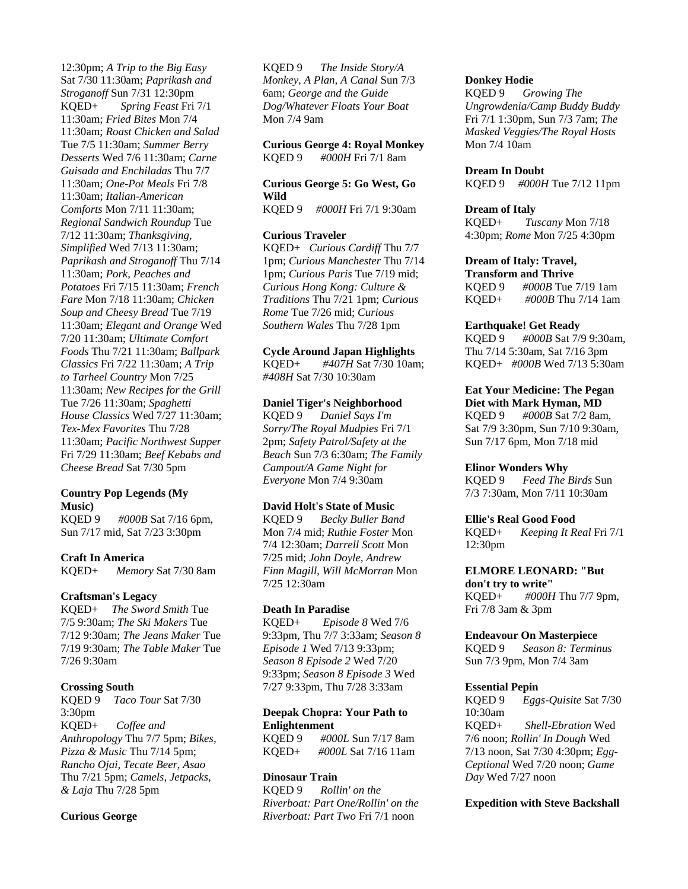12:30pm; *A Trip to the Big Easy* Sat 7/30 11:30am; *Paprikash and Stroganoff* Sun 7/31 12:30pm
KQED+ *Spring Feast* Fri 7/1 11:30am; *Fried Bites* Mon 7/4 11:30am; *Roast Chicken and Salad* Tue 7/5 11:30am; *Summer Berry Desserts* Wed 7/6 11:30am; *Carne Guisada and Enchiladas* Thu 7/7 11:30am; *One-Pot Meals* Fri 7/8 11:30am; *Italian-American Comforts* Mon 7/11 11:30am; *Regional Sandwich Roundup* Tue 7/12 11:30am; *Thanksgiving, Simplified* Wed 7/13 11:30am; *Paprikash and Stroganoff* Thu 7/14 11:30am; *Pork, Peaches and Potatoes* Fri 7/15 11:30am; *French Fare* Mon 7/18 11:30am; *Chicken Soup and Cheesy Bread* Tue 7/19 11:30am; *Elegant and Orange* Wed 7/20 11:30am; *Ultimate Comfort Foods* Thu 7/21 11:30am; *Ballpark Classics* Fri 7/22 11:30am; *A Trip to Tarheel Country* Mon 7/25 11:30am; *New Recipes for the Grill* Tue 7/26 11:30am; *Spaghetti House Classics* Wed 7/27 11:30am; *Tex-Mex Favorites* Thu 7/28 11:30am; *Pacific Northwest Supper* Fri 7/29 11:30am; *Beef Kebabs and Cheese Bread* Sat 7/30 5pm

**Country Pop Legends (My Music)**
KQED 9 *#000B* Sat 7/16 6pm, Sun 7/17 mid, Sat 7/23 3:30pm

**Craft In America**
KQED+ *Memory* Sat 7/30 8am

**Craftsman's Legacy**
KQED+ *The Sword Smith* Tue 7/5 9:30am; *The Ski Makers* Tue 7/12 9:30am; *The Jeans Maker* Tue 7/19 9:30am; *The Table Maker* Tue 7/26 9:30am

**Crossing South**
KQED 9 *Taco Tour* Sat 7/30 3:30pm
KQED+ *Coffee and Anthropology* Thu 7/7 5pm; *Bikes, Pizza & Music* Thu 7/14 5pm; *Rancho Ojai, Tecate Beer, Asao* Thu 7/21 5pm; *Camels, Jetpacks, & Laja* Thu 7/28 5pm

**Curious George**
KQED 9 *The Inside Story/A Monkey, A Plan, A Canal* Sun 7/3 6am; *George and the Guide Dog/Whatever Floats Your Boat* Mon 7/4 9am

**Curious George 4: Royal Monkey**
KQED 9 *#000H* Fri 7/1 8am

**Curious George 5: Go West, Go Wild**
KQED 9 *#000H* Fri 7/1 9:30am

**Curious Traveler**
KQED+ *Curious Cardiff* Thu 7/7 1pm; *Curious Manchester* Thu 7/14 1pm; *Curious Paris* Tue 7/19 mid; *Curious Hong Kong: Culture & Traditions* Thu 7/21 1pm; *Curious Rome* Tue 7/26 mid; *Curious Southern Wales* Thu 7/28 1pm

**Cycle Around Japan Highlights**
KQED+ *#407H* Sat 7/30 10am; *#408H* Sat 7/30 10:30am

**Daniel Tiger's Neighborhood**
KQED 9 *Daniel Says I'm Sorry/The Royal Mudpies* Fri 7/1 2pm; *Safety Patrol/Safety at the Beach* Sun 7/3 6:30am; *The Family Campout/A Game Night for Everyone* Mon 7/4 9:30am

**David Holt's State of Music**
KQED 9 *Becky Buller Band* Mon 7/4 mid; *Ruthie Foster* Mon 7/4 12:30am; *Darrell Scott* Mon 7/25 mid; *John Doyle, Andrew Finn Magill, Will McMorran* Mon 7/25 12:30am

**Death In Paradise**
KQED+ *Episode 8* Wed 7/6 9:33pm, Thu 7/7 3:33am; *Season 8 Episode 1* Wed 7/13 9:33pm; *Season 8 Episode 2* Wed 7/20 9:33pm; *Season 8 Episode 3* Wed 7/27 9:33pm, Thu 7/28 3:33am

**Deepak Chopra: Your Path to Enlightenment**
KQED 9 *#000L* Sun 7/17 8am
KQED+ *#000L* Sat 7/16 11am

**Dinosaur Train**
KQED 9 *Rollin' on the Riverboat: Part One/Rollin' on the Riverboat: Part Two* Fri 7/1 noon

**Donkey Hodie**
KQED 9 *Growing The Ungrowdenia/Camp Buddy Buddy* Fri 7/1 1:30pm, Sun 7/3 7am; *The Masked Veggies/The Royal Hosts* Mon 7/4 10am

**Dream In Doubt**
KQED 9 *#000H* Tue 7/12 11pm

**Dream of Italy**
KQED+ *Tuscany* Mon 7/18 4:30pm; *Rome* Mon 7/25 4:30pm

**Dream of Italy: Travel, Transform and Thrive**
KQED 9 *#000B* Tue 7/19 1am
KQED+ *#000B* Thu 7/14 1am

**Earthquake! Get Ready**
KQED 9 *#000B* Sat 7/9 9:30am, Thu 7/14 5:30am, Sat 7/16 3pm
KQED+ *#000B* Wed 7/13 5:30am

**Eat Your Medicine: The Pegan Diet with Mark Hyman, MD**
KQED 9 *#000B* Sat 7/2 8am, Sat 7/9 3:30pm, Sun 7/10 9:30am, Sun 7/17 6pm, Mon 7/18 mid

**Elinor Wonders Why**
KQED 9 *Feed The Birds* Sun 7/3 7:30am, Mon 7/11 10:30am

**Ellie's Real Good Food**
KQED+ *Keeping It Real* Fri 7/1 12:30pm

**ELMORE LEONARD: "But don't try to write"**
KQED+ *#000H* Thu 7/7 9pm, Fri 7/8 3am & 3pm

**Endeavour On Masterpiece**
KQED 9 *Season 8: Terminus* Sun 7/3 9pm, Mon 7/4 3am

**Essential Pepin**
KQED 9 *Eggs-Quisite* Sat 7/30 10:30am
KQED+ *Shell-Ebration* Wed 7/6 noon; *Rollin' In Dough* Wed 7/13 noon, Sat 7/30 4:30pm; *Egg-Ceptional* Wed 7/20 noon; *Game Day* Wed 7/27 noon

**Expedition with Steve Backshall**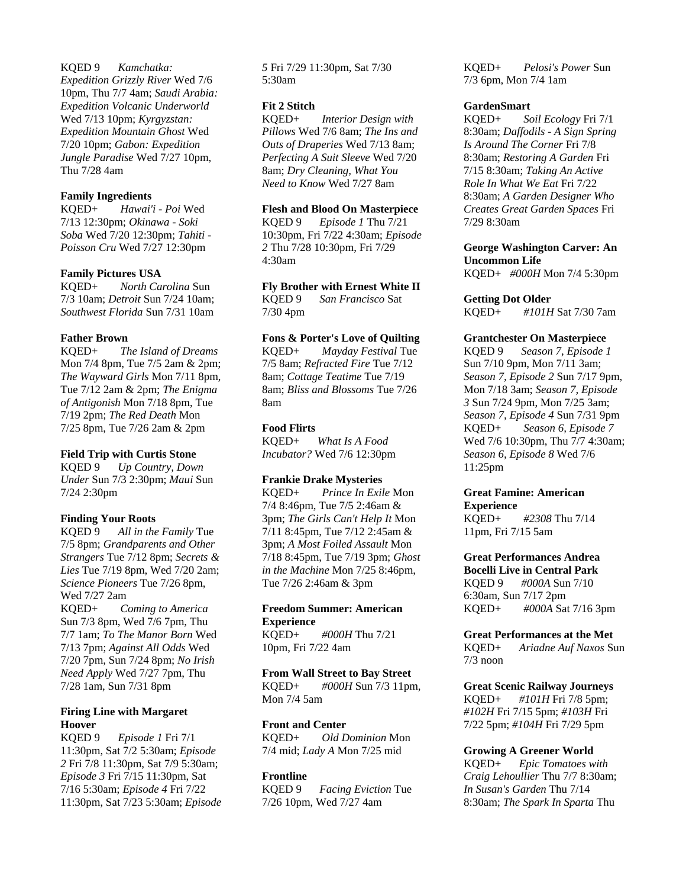KQED 9 *Kamchatka: Expedition Grizzly River* Wed 7/6 10pm, Thu 7/7 4am; *Saudi Arabia: Expedition Volcanic Underworld* Wed 7/13 10pm; *Kyrgyzstan: Expedition Mountain Ghost* Wed 7/20 10pm; *Gabon: Expedition Jungle Paradise* Wed 7/27 10pm, Thu 7/28 4am

**Family Ingredients**
KQED+ *Hawai'i - Poi* Wed 7/13 12:30pm; *Okinawa - Soki Soba* Wed 7/20 12:30pm; *Tahiti - Poisson Cru* Wed 7/27 12:30pm

**Family Pictures USA**
KQED+ *North Carolina* Sun 7/3 10am; *Detroit* Sun 7/24 10am; *Southwest Florida* Sun 7/31 10am

**Father Brown**
KQED+ *The Island of Dreams* Mon 7/4 8pm, Tue 7/5 2am & 2pm; *The Wayward Girls* Mon 7/11 8pm, Tue 7/12 2am & 2pm; *The Enigma of Antigonish* Mon 7/18 8pm, Tue 7/19 2pm; *The Red Death* Mon 7/25 8pm, Tue 7/26 2am & 2pm

**Field Trip with Curtis Stone**
KQED 9 *Up Country, Down Under* Sun 7/3 2:30pm; *Maui* Sun 7/24 2:30pm

**Finding Your Roots**
KQED 9 *All in the Family* Tue 7/5 8pm; *Grandparents and Other Strangers* Tue 7/12 8pm; *Secrets & Lies* Tue 7/19 8pm, Wed 7/20 2am; *Science Pioneers* Tue 7/26 8pm, Wed 7/27 2am
KQED+ *Coming to America* Sun 7/3 8pm, Wed 7/6 7pm, Thu 7/7 1am; *To The Manor Born* Wed 7/13 7pm; *Against All Odds* Wed 7/20 7pm, Sun 7/24 8pm; *No Irish Need Apply* Wed 7/27 7pm, Thu 7/28 1am, Sun 7/31 8pm

**Firing Line with Margaret Hoover**
KQED 9 *Episode 1* Fri 7/1 11:30pm, Sat 7/2 5:30am; *Episode 2* Fri 7/8 11:30pm, Sat 7/9 5:30am; *Episode 3* Fri 7/15 11:30pm, Sat 7/16 5:30am; *Episode 4* Fri 7/22 11:30pm, Sat 7/23 5:30am; *Episode 5* Fri 7/29 11:30pm, Sat 7/30 5:30am

**Fit 2 Stitch**
KQED+ *Interior Design with Pillows* Wed 7/6 8am; *The Ins and Outs of Draperies* Wed 7/13 8am; *Perfecting A Suit Sleeve* Wed 7/20 8am; *Dry Cleaning, What You Need to Know* Wed 7/27 8am

**Flesh and Blood On Masterpiece**
KQED 9 *Episode 1* Thu 7/21 10:30pm, Fri 7/22 4:30am; *Episode 2* Thu 7/28 10:30pm, Fri 7/29 4:30am

**Fly Brother with Ernest White II**
KQED 9 *San Francisco* Sat 7/30 4pm

**Fons & Porter's Love of Quilting**
KQED+ *Mayday Festival* Tue 7/5 8am; *Refracted Fire* Tue 7/12 8am; *Cottage Teatime* Tue 7/19 8am; *Bliss and Blossoms* Tue 7/26 8am

**Food Flirts**
KQED+ *What Is A Food Incubator?* Wed 7/6 12:30pm

**Frankie Drake Mysteries**
KQED+ *Prince In Exile* Mon 7/4 8:46pm, Tue 7/5 2:46am & 3pm; *The Girls Can't Help It* Mon 7/11 8:45pm, Tue 7/12 2:45am & 3pm; *A Most Foiled Assault* Mon 7/18 8:45pm, Tue 7/19 3pm; *Ghost in the Machine* Mon 7/25 8:46pm, Tue 7/26 2:46am & 3pm

**Freedom Summer: American Experience**
KQED+ *#000H* Thu 7/21 10pm, Fri 7/22 4am

**From Wall Street to Bay Street**
KQED+ *#000H* Sun 7/3 11pm, Mon 7/4 5am

**Front and Center**
KQED+ *Old Dominion* Mon 7/4 mid; *Lady A* Mon 7/25 mid

**Frontline**
KQED 9 *Facing Eviction* Tue 7/26 10pm, Wed 7/27 4am

KQED+ *Pelosi's Power* Sun 7/3 6pm, Mon 7/4 1am

**GardenSmart**
KQED+ *Soil Ecology* Fri 7/1 8:30am; *Daffodils - A Sign Spring Is Around The Corner* Fri 7/8 8:30am; *Restoring A Garden* Fri 7/15 8:30am; *Taking An Active Role In What We Eat* Fri 7/22 8:30am; *A Garden Designer Who Creates Great Garden Spaces* Fri 7/29 8:30am

**George Washington Carver: An Uncommon Life**
KQED+ *#000H* Mon 7/4 5:30pm

**Getting Dot Older**
KQED+ *#101H* Sat 7/30 7am

**Grantchester On Masterpiece**
KQED 9 *Season 7, Episode 1* Sun 7/10 9pm, Mon 7/11 3am; *Season 7, Episode 2* Sun 7/17 9pm, Mon 7/18 3am; *Season 7, Episode 3* Sun 7/24 9pm, Mon 7/25 3am; *Season 7, Episode 4* Sun 7/31 9pm
KQED+ *Season 6, Episode 7* Wed 7/6 10:30pm, Thu 7/7 4:30am; *Season 6, Episode 8* Wed 7/6 11:25pm

**Great Famine: American Experience**
KQED+ *#2308* Thu 7/14 11pm, Fri 7/15 5am

**Great Performances Andrea Bocelli Live in Central Park**
KQED 9 *#000A* Sun 7/10 6:30am, Sun 7/17 2pm
KQED+ *#000A* Sat 7/16 3pm

**Great Performances at the Met**
KQED+ *Ariadne Auf Naxos* Sun 7/3 noon

**Great Scenic Railway Journeys**
KQED+ *#101H* Fri 7/8 5pm; *#102H* Fri 7/15 5pm; *#103H* Fri 7/22 5pm; *#104H* Fri 7/29 5pm

**Growing A Greener World**
KQED+ *Epic Tomatoes with Craig Lehoullier* Thu 7/7 8:30am; *In Susan's Garden* Thu 7/14 8:30am; *The Spark In Sparta* Thu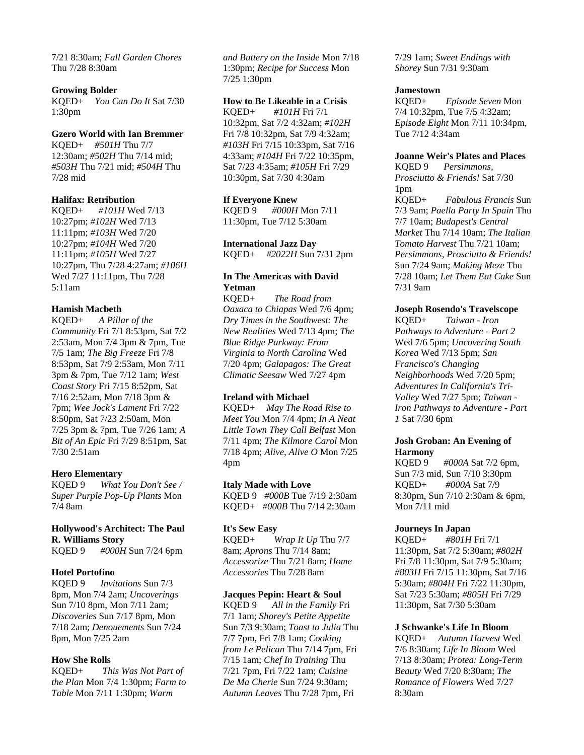7/21 8:30am; *Fall Garden Chores* Thu 7/28 8:30am

**Growing Bolder**
KQED+ *You Can Do It* Sat 7/30 1:30pm

**Gzero World with Ian Bremmer**
KQED+ *#501H* Thu 7/7 12:30am; *#502H* Thu 7/14 mid; *#503H* Thu 7/21 mid; *#504H* Thu 7/28 mid

**Halifax: Retribution**
KQED+ *#101H* Wed 7/13 10:27pm; *#102H* Wed 7/13 11:11pm; *#103H* Wed 7/20 10:27pm; *#104H* Wed 7/20 11:11pm; *#105H* Wed 7/27 10:27pm, Thu 7/28 4:27am; *#106H* Wed 7/27 11:11pm, Thu 7/28 5:11am

**Hamish Macbeth**
KQED+ *A Pillar of the Community* Fri 7/1 8:53pm, Sat 7/2 2:53am, Mon 7/4 3pm & 7pm, Tue 7/5 1am; *The Big Freeze* Fri 7/8 8:53pm, Sat 7/9 2:53am, Mon 7/11 3pm & 7pm, Tue 7/12 1am; *West Coast Story* Fri 7/15 8:52pm, Sat 7/16 2:52am, Mon 7/18 3pm & 7pm; *Wee Jock's Lament* Fri 7/22 8:50pm, Sat 7/23 2:50am, Mon 7/25 3pm & 7pm, Tue 7/26 1am; *A Bit of An Epic* Fri 7/29 8:51pm, Sat 7/30 2:51am

**Hero Elementary**
KQED 9 *What You Don't See / Super Purple Pop-Up Plants* Mon 7/4 8am

**Hollywood's Architect: The Paul R. Williams Story**
KQED 9 *#000H* Sun 7/24 6pm

**Hotel Portofino**
KQED 9 *Invitations* Sun 7/3 8pm, Mon 7/4 2am; *Uncoverings* Sun 7/10 8pm, Mon 7/11 2am; *Discoveries* Sun 7/17 8pm, Mon 7/18 2am; *Denouements* Sun 7/24 8pm, Mon 7/25 2am

**How She Rolls**
KQED+ *This Was Not Part of the Plan* Mon 7/4 1:30pm; *Farm to Table* Mon 7/11 1:30pm; *Warm and Buttery on the Inside* Mon 7/18 1:30pm; *Recipe for Success* Mon 7/25 1:30pm

**How to Be Likeable in a Crisis**
KQED+ *#101H* Fri 7/1 10:32pm, Sat 7/2 4:32am; *#102H* Fri 7/8 10:32pm, Sat 7/9 4:32am; *#103H* Fri 7/15 10:33pm, Sat 7/16 4:33am; *#104H* Fri 7/22 10:35pm, Sat 7/23 4:35am; *#105H* Fri 7/29 10:30pm, Sat 7/30 4:30am

**If Everyone Knew**
KQED 9 *#000H* Mon 7/11 11:30pm, Tue 7/12 5:30am

**International Jazz Day**
KQED+ *#2022H* Sun 7/31 2pm

**In The Americas with David Yetman**
KQED+ *The Road from Oaxaca to Chiapas* Wed 7/6 4pm; *Dry Times in the Southwest: The New Realities* Wed 7/13 4pm; *The Blue Ridge Parkway: From Virginia to North Carolina* Wed 7/20 4pm; *Galapagos: The Great Climatic Seesaw* Wed 7/27 4pm

**Ireland with Michael**
KQED+ *May The Road Rise to Meet You* Mon 7/4 4pm; *In A Neat Little Town They Call Belfast* Mon 7/11 4pm; *The Kilmore Carol* Mon 7/18 4pm; *Alive, Alive O* Mon 7/25 4pm

**Italy Made with Love**
KQED 9 *#000B* Tue 7/19 2:30am
KQED+ *#000B* Thu 7/14 2:30am

**It's Sew Easy**
KQED+ *Wrap It Up* Thu 7/7 8am; *Aprons* Thu 7/14 8am; *Accessorize* Thu 7/21 8am; *Home Accessories* Thu 7/28 8am

**Jacques Pepin: Heart & Soul**
KQED 9 *All in the Family* Fri 7/1 1am; *Shorey's Petite Appetite* Sun 7/3 9:30am; *Toast to Julia* Thu 7/7 7pm, Fri 7/8 1am; *Cooking from Le Pelican* Thu 7/14 7pm, Fri 7/15 1am; *Chef In Training* Thu 7/21 7pm, Fri 7/22 1am; *Cuisine De Ma Cherie* Sun 7/24 9:30am; *Autumn Leaves* Thu 7/28 7pm, Fri 7/29 1am; *Sweet Endings with Shorey* Sun 7/31 9:30am

**Jamestown**
KQED+ *Episode Seven* Mon 7/4 10:32pm, Tue 7/5 4:32am; *Episode Eight* Mon 7/11 10:34pm, Tue 7/12 4:34am

**Joanne Weir's Plates and Places**
KQED 9 *Persimmons, Prosciutto & Friends!* Sat 7/30 1pm
KQED+ *Fabulous Francis* Sun 7/3 9am; *Paella Party In Spain* Thu 7/7 10am; *Budapest's Central Market* Thu 7/14 10am; *The Italian Tomato Harvest* Thu 7/21 10am; *Persimmons, Prosciutto & Friends!* Sun 7/24 9am; *Making Meze* Thu 7/28 10am; *Let Them Eat Cake* Sun 7/31 9am

**Joseph Rosendo's Travelscope**
KQED+ *Taiwan - Iron Pathways to Adventure - Part 2* Wed 7/6 5pm; *Uncovering South Korea* Wed 7/13 5pm; *San Francisco's Changing Neighborhoods* Wed 7/20 5pm; *Adventures In California's Tri-Valley* Wed 7/27 5pm; *Taiwan - Iron Pathways to Adventure - Part 1* Sat 7/30 6pm

**Josh Groban: An Evening of Harmony**
KQED 9 *#000A* Sat 7/2 6pm, Sun 7/3 mid, Sun 7/10 3:30pm
KQED+ *#000A* Sat 7/9 8:30pm, Sun 7/10 2:30am & 6pm, Mon 7/11 mid

**Journeys In Japan**
KQED+ *#801H* Fri 7/1 11:30pm, Sat 7/2 5:30am; *#802H* Fri 7/8 11:30pm, Sat 7/9 5:30am; *#803H* Fri 7/15 11:30pm, Sat 7/16 5:30am; *#804H* Fri 7/22 11:30pm, Sat 7/23 5:30am; *#805H* Fri 7/29 11:30pm, Sat 7/30 5:30am

**J Schwanke's Life In Bloom**
KQED+ *Autumn Harvest* Wed 7/6 8:30am; *Life In Bloom* Wed 7/13 8:30am; *Protea: Long-Term Beauty* Wed 7/20 8:30am; *The Romance of Flowers* Wed 7/27 8:30am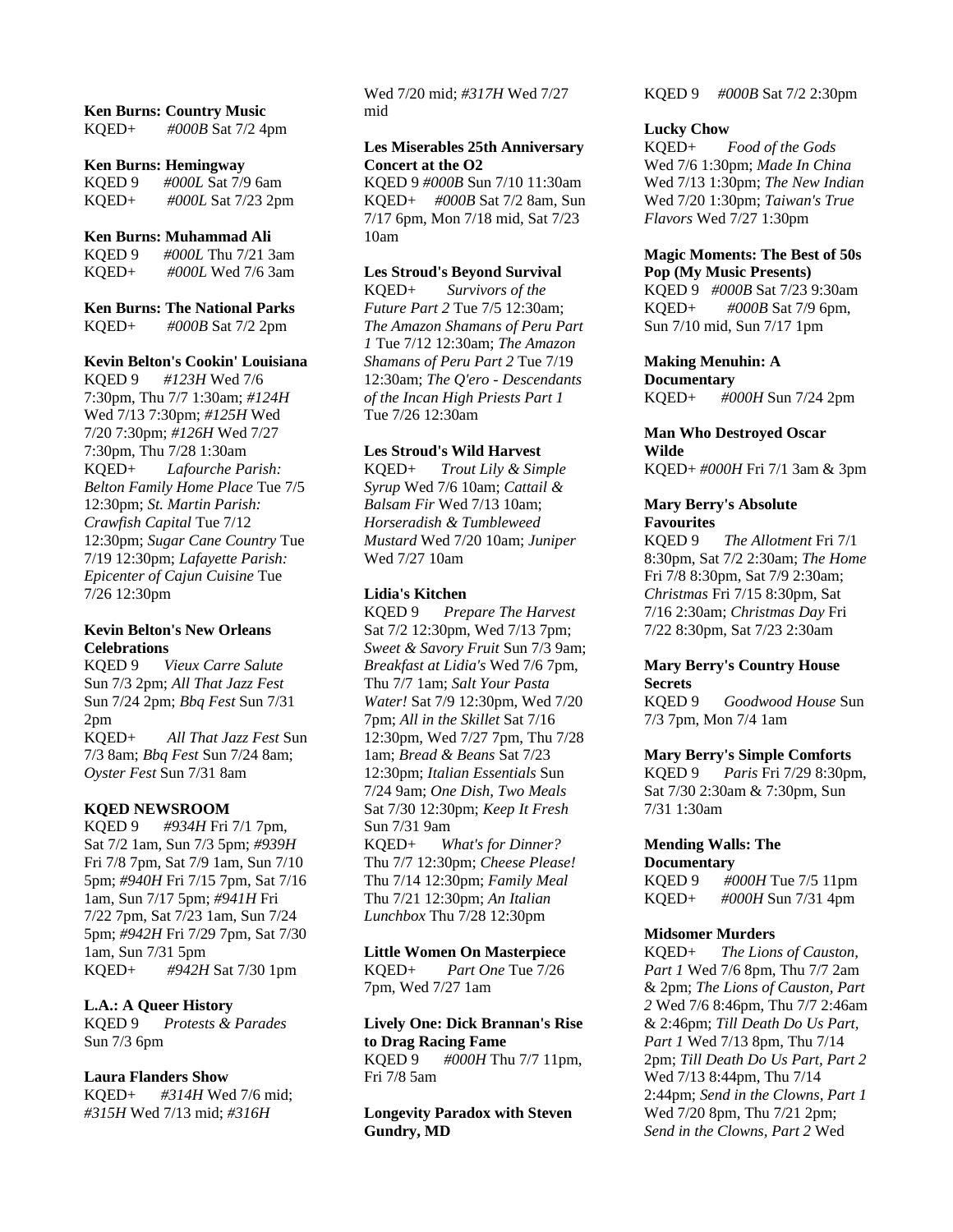**Ken Burns: Country Music**
KQED+ *#000B* Sat 7/2 4pm

**Ken Burns: Hemingway**
KQED 9 *#000L* Sat 7/9 6am
KQED+ *#000L* Sat 7/23 2pm

**Ken Burns: Muhammad Ali**
KQED 9 *#000L* Thu 7/21 3am
KQED+ *#000L* Wed 7/6 3am

**Ken Burns: The National Parks**
KQED+ *#000B* Sat 7/2 2pm

**Kevin Belton's Cookin' Louisiana**
KQED 9 *#123H* Wed 7/6 7:30pm, Thu 7/7 1:30am; *#124H* Wed 7/13 7:30pm; *#125H* Wed 7/20 7:30pm; *#126H* Wed 7/27 7:30pm, Thu 7/28 1:30am
KQED+ *Lafourche Parish: Belton Family Home Place* Tue 7/5 12:30pm; *St. Martin Parish: Crawfish Capital* Tue 7/12 12:30pm; *Sugar Cane Country* Tue 7/19 12:30pm; *Lafayette Parish: Epicenter of Cajun Cuisine* Tue 7/26 12:30pm

**Kevin Belton's New Orleans Celebrations**
KQED 9 *Vieux Carre Salute* Sun 7/3 2pm; *All That Jazz Fest* Sun 7/24 2pm; *Bbq Fest* Sun 7/31 2pm
KQED+ *All That Jazz Fest* Sun 7/3 8am; *Bbq Fest* Sun 7/24 8am; *Oyster Fest* Sun 7/31 8am

**KQED NEWSROOM**
KQED 9 *#934H* Fri 7/1 7pm, Sat 7/2 1am, Sun 7/3 5pm; *#939H* Fri 7/8 7pm, Sat 7/9 1am, Sun 7/10 5pm; *#940H* Fri 7/15 7pm, Sat 7/16 1am, Sun 7/17 5pm; *#941H* Fri 7/22 7pm, Sat 7/23 1am, Sun 7/24 5pm; *#942H* Fri 7/29 7pm, Sat 7/30 1am, Sun 7/31 5pm
KQED+ *#942H* Sat 7/30 1pm

**L.A.: A Queer History**
KQED 9 *Protests & Parades* Sun 7/3 6pm

**Laura Flanders Show**
KQED+ *#314H* Wed 7/6 mid; *#315H* Wed 7/13 mid; *#316H* Wed 7/20 mid; *#317H* Wed 7/27 mid

**Les Miserables 25th Anniversary Concert at the O2**
KQED 9 *#000B* Sun 7/10 11:30am
KQED+ *#000B* Sat 7/2 8am, Sun 7/17 6pm, Mon 7/18 mid, Sat 7/23 10am

**Les Stroud's Beyond Survival**
KQED+ *Survivors of the Future Part 2* Tue 7/5 12:30am; *The Amazon Shamans of Peru Part 1* Tue 7/12 12:30am; *The Amazon Shamans of Peru Part 2* Tue 7/19 12:30am; *The Q'ero - Descendants of the Incan High Priests Part 1* Tue 7/26 12:30am

**Les Stroud's Wild Harvest**
KQED+ *Trout Lily & Simple Syrup* Wed 7/6 10am; *Cattail & Balsam Fir* Wed 7/13 10am; *Horseradish & Tumbleweed Mustard* Wed 7/20 10am; *Juniper* Wed 7/27 10am

**Lidia's Kitchen**
KQED 9 *Prepare The Harvest* Sat 7/2 12:30pm, Wed 7/13 7pm; *Sweet & Savory Fruit* Sun 7/3 9am; *Breakfast at Lidia's* Wed 7/6 7pm, Thu 7/7 1am; *Salt Your Pasta Water!* Sat 7/9 12:30pm, Wed 7/20 7pm; *All in the Skillet* Sat 7/16 12:30pm, Wed 7/27 7pm, Thu 7/28 1am; *Bread & Beans* Sat 7/23 12:30pm; *Italian Essentials* Sun 7/24 9am; *One Dish, Two Meals* Sat 7/30 12:30pm; *Keep It Fresh* Sun 7/31 9am
KQED+ *What's for Dinner?* Thu 7/7 12:30pm; *Cheese Please!* Thu 7/14 12:30pm; *Family Meal* Thu 7/21 12:30pm; *An Italian Lunchbox* Thu 7/28 12:30pm

**Little Women On Masterpiece**
KQED+ *Part One* Tue 7/26 7pm, Wed 7/27 1am

**Lively One: Dick Brannan's Rise to Drag Racing Fame**
KQED 9 *#000H* Thu 7/7 11pm, Fri 7/8 5am

**Longevity Paradox with Steven Gundry, MD**
KQED 9 *#000B* Sat 7/2 2:30pm

**Lucky Chow**
KQED+ *Food of the Gods* Wed 7/6 1:30pm; *Made In China* Wed 7/13 1:30pm; *The New Indian* Wed 7/20 1:30pm; *Taiwan's True Flavors* Wed 7/27 1:30pm

**Magic Moments: The Best of 50s Pop (My Music Presents)**
KQED 9 *#000B* Sat 7/23 9:30am
KQED+ *#000B* Sat 7/9 6pm, Sun 7/10 mid, Sun 7/17 1pm

**Making Menuhin: A Documentary**
KQED+ *#000H* Sun 7/24 2pm

**Man Who Destroyed Oscar Wilde**
KQED+ *#000H* Fri 7/1 3am & 3pm

**Mary Berry's Absolute Favourites**
KQED 9 *The Allotment* Fri 7/1 8:30pm, Sat 7/2 2:30am; *The Home* Fri 7/8 8:30pm, Sat 7/9 2:30am; *Christmas* Fri 7/15 8:30pm, Sat 7/16 2:30am; *Christmas Day* Fri 7/22 8:30pm, Sat 7/23 2:30am

**Mary Berry's Country House Secrets**
KQED 9 *Goodwood House* Sun 7/3 7pm, Mon 7/4 1am

**Mary Berry's Simple Comforts**
KQED 9 *Paris* Fri 7/29 8:30pm, Sat 7/30 2:30am & 7:30pm, Sun 7/31 1:30am

**Mending Walls: The Documentary**
KQED 9 *#000H* Tue 7/5 11pm
KQED+ *#000H* Sun 7/31 4pm

**Midsomer Murders**
KQED+ *The Lions of Causton, Part 1* Wed 7/6 8pm, Thu 7/7 2am & 2pm; *The Lions of Causton, Part 2* Wed 7/6 8:46pm, Thu 7/7 2:46am & 2:46pm; *Till Death Do Us Part, Part 1* Wed 7/13 8pm, Thu 7/14 2pm; *Till Death Do Us Part, Part 2* Wed 7/13 8:44pm, Thu 7/14 2:44pm; *Send in the Clowns, Part 1* Wed 7/20 8pm, Thu 7/21 2pm; *Send in the Clowns, Part 2* Wed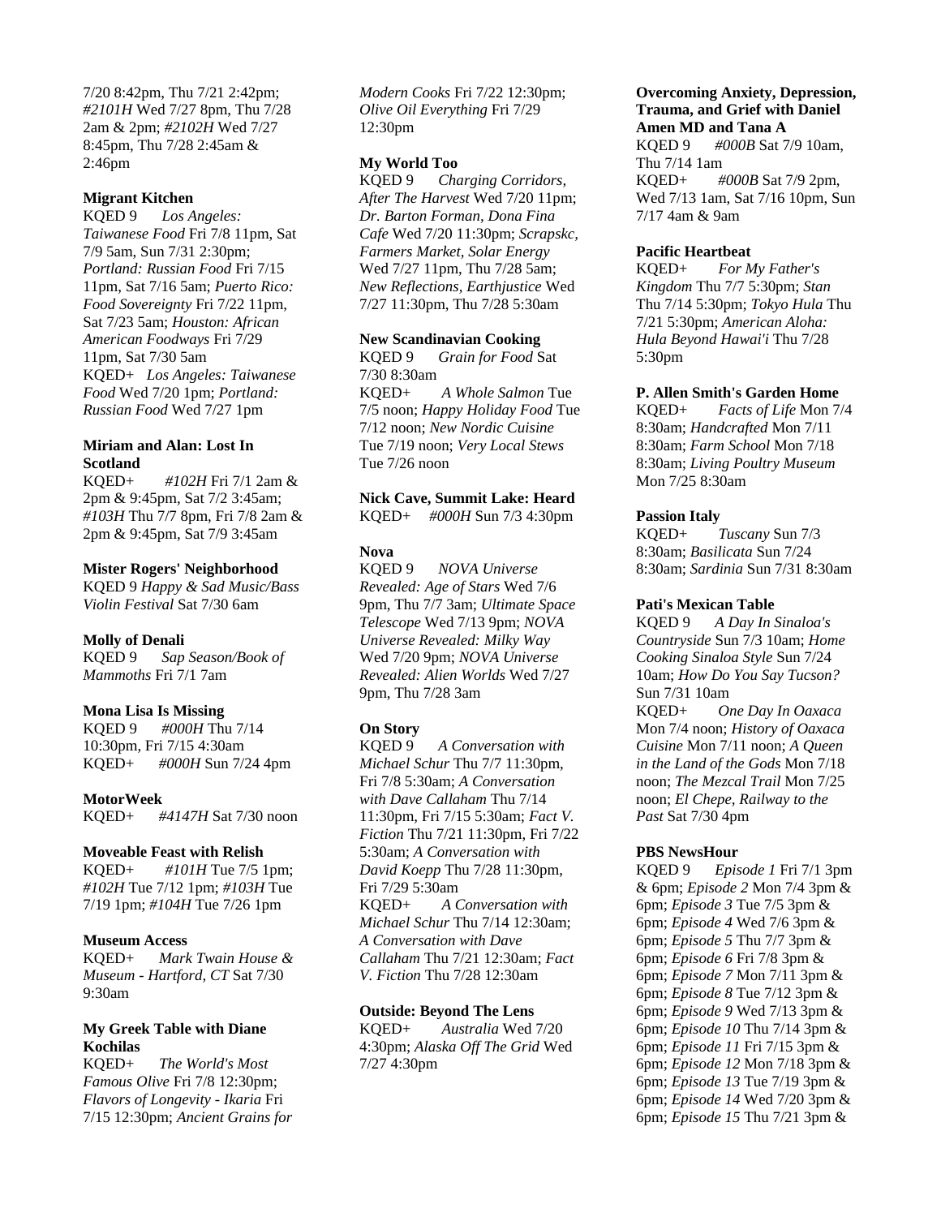7/20 8:42pm, Thu 7/21 2:42pm; *#2101H* Wed 7/27 8pm, Thu 7/28 2am & 2pm; *#2102H* Wed 7/27 8:45pm, Thu 7/28 2:45am & 2:46pm

**Migrant Kitchen**
KQED 9 *Los Angeles: Taiwanese Food* Fri 7/8 11pm, Sat 7/9 5am, Sun 7/31 2:30pm; *Portland: Russian Food* Fri 7/15 11pm, Sat 7/16 5am; *Puerto Rico: Food Sovereignty* Fri 7/22 11pm, Sat 7/23 5am; *Houston: African American Foodways* Fri 7/29 11pm, Sat 7/30 5am
KQED+ *Los Angeles: Taiwanese Food* Wed 7/20 1pm; *Portland: Russian Food* Wed 7/27 1pm

**Miriam and Alan: Lost In Scotland**
KQED+ *#102H* Fri 7/1 2am & 2pm & 9:45pm, Sat 7/2 3:45am; *#103H* Thu 7/7 8pm, Fri 7/8 2am & 2pm & 9:45pm, Sat 7/9 3:45am

**Mister Rogers' Neighborhood**
KQED 9 *Happy & Sad Music/Bass Violin Festival* Sat 7/30 6am

**Molly of Denali**
KQED 9 *Sap Season/Book of Mammoths* Fri 7/1 7am

**Mona Lisa Is Missing**
KQED 9 *#000H* Thu 7/14 10:30pm, Fri 7/15 4:30am
KQED+ *#000H* Sun 7/24 4pm

**MotorWeek**
KQED+ *#4147H* Sat 7/30 noon

**Moveable Feast with Relish**
KQED+ *#101H* Tue 7/5 1pm; *#102H* Tue 7/12 1pm; *#103H* Tue 7/19 1pm; *#104H* Tue 7/26 1pm

**Museum Access**
KQED+ *Mark Twain House & Museum - Hartford, CT* Sat 7/30 9:30am

**My Greek Table with Diane Kochilas**
KQED+ *The World's Most Famous Olive* Fri 7/8 12:30pm; *Flavors of Longevity - Ikaria* Fri 7/15 12:30pm; *Ancient Grains for Modern Cooks* Fri 7/22 12:30pm; *Olive Oil Everything* Fri 7/29 12:30pm

**My World Too**
KQED 9 *Charging Corridors, After The Harvest* Wed 7/20 11pm; *Dr. Barton Forman, Dona Fina Cafe* Wed 7/20 11:30pm; *Scrapskc, Farmers Market, Solar Energy* Wed 7/27 11pm, Thu 7/28 5am; *New Reflections, Earthjustice* Wed 7/27 11:30pm, Thu 7/28 5:30am

**New Scandinavian Cooking**
KQED 9 *Grain for Food* Sat 7/30 8:30am
KQED+ *A Whole Salmon* Tue 7/5 noon; *Happy Holiday Food* Tue 7/12 noon; *New Nordic Cuisine* Tue 7/19 noon; *Very Local Stews* Tue 7/26 noon

**Nick Cave, Summit Lake: Heard**
KQED+ *#000H* Sun 7/3 4:30pm

**Nova**
KQED 9 *NOVA Universe Revealed: Age of Stars* Wed 7/6 9pm, Thu 7/7 3am; *Ultimate Space Telescope* Wed 7/13 9pm; *NOVA Universe Revealed: Milky Way* Wed 7/20 9pm; *NOVA Universe Revealed: Alien Worlds* Wed 7/27 9pm, Thu 7/28 3am

**On Story**
KQED 9 *A Conversation with Michael Schur* Thu 7/7 11:30pm, Fri 7/8 5:30am; *A Conversation with Dave Callaham* Thu 7/14 11:30pm, Fri 7/15 5:30am; *Fact V. Fiction* Thu 7/21 11:30pm, Fri 7/22 5:30am; *A Conversation with David Koepp* Thu 7/28 11:30pm, Fri 7/29 5:30am
KQED+ *A Conversation with Michael Schur* Thu 7/14 12:30am; *A Conversation with Dave Callaham* Thu 7/21 12:30am; *Fact V. Fiction* Thu 7/28 12:30am

**Outside: Beyond The Lens**
KQED+ *Australia* Wed 7/20 4:30pm; *Alaska Off The Grid* Wed 7/27 4:30pm

**Overcoming Anxiety, Depression, Trauma, and Grief with Daniel Amen MD and Tana A**
KQED 9 *#000B* Sat 7/9 10am, Thu 7/14 1am
KQED+ *#000B* Sat 7/9 2pm, Wed 7/13 1am, Sat 7/16 10pm, Sun 7/17 4am & 9am

**Pacific Heartbeat**
KQED+ *For My Father's Kingdom* Thu 7/7 5:30pm; *Stan* Thu 7/14 5:30pm; *Tokyo Hula* Thu 7/21 5:30pm; *American Aloha: Hula Beyond Hawai'i* Thu 7/28 5:30pm

**P. Allen Smith's Garden Home**
KQED+ *Facts of Life* Mon 7/4 8:30am; *Handcrafted* Mon 7/11 8:30am; *Farm School* Mon 7/18 8:30am; *Living Poultry Museum* Mon 7/25 8:30am

**Passion Italy**
KQED+ *Tuscany* Sun 7/3 8:30am; *Basilicata* Sun 7/24 8:30am; *Sardinia* Sun 7/31 8:30am

**Pati's Mexican Table**
KQED 9 *A Day In Sinaloa's Countryside* Sun 7/3 10am; *Home Cooking Sinaloa Style* Sun 7/24 10am; *How Do You Say Tucson?* Sun 7/31 10am
KQED+ *One Day In Oaxaca* Mon 7/4 noon; *History of Oaxaca Cuisine* Mon 7/11 noon; *A Queen in the Land of the Gods* Mon 7/18 noon; *The Mezcal Trail* Mon 7/25 noon; *El Chepe, Railway to the Past* Sat 7/30 4pm

**PBS NewsHour**
KQED 9 *Episode 1* Fri 7/1 3pm & 6pm; *Episode 2* Mon 7/4 3pm & 6pm; *Episode 3* Tue 7/5 3pm & 6pm; *Episode 4* Wed 7/6 3pm & 6pm; *Episode 5* Thu 7/7 3pm & 6pm; *Episode 6* Fri 7/8 3pm & 6pm; *Episode 7* Mon 7/11 3pm & 6pm; *Episode 8* Tue 7/12 3pm & 6pm; *Episode 9* Wed 7/13 3pm & 6pm; *Episode 10* Thu 7/14 3pm & 6pm; *Episode 11* Fri 7/15 3pm & 6pm; *Episode 12* Mon 7/18 3pm & 6pm; *Episode 13* Tue 7/19 3pm & 6pm; *Episode 14* Wed 7/20 3pm & 6pm; *Episode 15* Thu 7/21 3pm &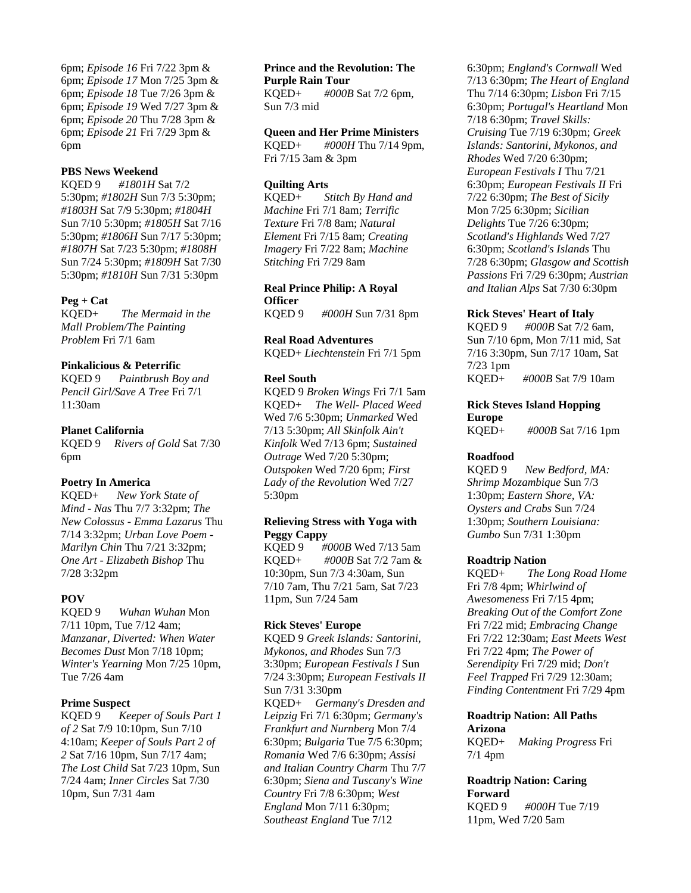6pm; *Episode 16* Fri 7/22 3pm & 6pm; *Episode 17* Mon 7/25 3pm & 6pm; *Episode 18* Tue 7/26 3pm & 6pm; *Episode 19* Wed 7/27 3pm & 6pm; *Episode 20* Thu 7/28 3pm & 6pm; *Episode 21* Fri 7/29 3pm & 6pm

**PBS News Weekend**
KQED 9 *#1801H* Sat 7/2 5:30pm; *#1802H* Sun 7/3 5:30pm; *#1803H* Sat 7/9 5:30pm; *#1804H* Sun 7/10 5:30pm; *#1805H* Sat 7/16 5:30pm; *#1806H* Sun 7/17 5:30pm; *#1807H* Sat 7/23 5:30pm; *#1808H* Sun 7/24 5:30pm; *#1809H* Sat 7/30 5:30pm; *#1810H* Sun 7/31 5:30pm

**Peg + Cat**
KQED+ *The Mermaid in the Mall Problem/The Painting Problem* Fri 7/1 6am

**Pinkalicious & Peterrific**
KQED 9 *Paintbrush Boy and Pencil Girl/Save A Tree* Fri 7/1 11:30am

**Planet California**
KQED 9 *Rivers of Gold* Sat 7/30 6pm

**Poetry In America**
KQED+ *New York State of Mind - Nas* Thu 7/7 3:32pm; *The New Colossus - Emma Lazarus* Thu 7/14 3:32pm; *Urban Love Poem - Marilyn Chin* Thu 7/21 3:32pm; *One Art - Elizabeth Bishop* Thu 7/28 3:32pm

**POV**
KQED 9 *Wuhan Wuhan* Mon 7/11 10pm, Tue 7/12 4am; *Manzanar, Diverted: When Water Becomes Dust* Mon 7/18 10pm; *Winter's Yearning* Mon 7/25 10pm, Tue 7/26 4am

**Prime Suspect**
KQED 9 *Keeper of Souls Part 1 of 2* Sat 7/9 10:10pm, Sun 7/10 4:10am; *Keeper of Souls Part 2 of 2* Sat 7/16 10pm, Sun 7/17 4am; *The Lost Child* Sat 7/23 10pm, Sun 7/24 4am; *Inner Circles* Sat 7/30 10pm, Sun 7/31 4am

**Prince and the Revolution: The Purple Rain Tour**
KQED+ *#000B* Sat 7/2 6pm, Sun 7/3 mid

**Queen and Her Prime Ministers**
KQED+ *#000H* Thu 7/14 9pm, Fri 7/15 3am & 3pm

**Quilting Arts**
KQED+ *Stitch By Hand and Machine* Fri 7/1 8am; *Terrific Texture* Fri 7/8 8am; *Natural Element* Fri 7/15 8am; *Creating Imagery* Fri 7/22 8am; *Machine Stitching* Fri 7/29 8am

**Real Prince Philip: A Royal Officer**
KQED 9 *#000H* Sun 7/31 8pm

**Real Road Adventures**
KQED+ *Liechtenstein* Fri 7/1 5pm

**Reel South**
KQED 9 *Broken Wings* Fri 7/1 5am
KQED+ *The Well- Placed Weed* Wed 7/6 5:30pm; *Unmarked* Wed 7/13 5:30pm; *All Skinfolk Ain't Kinfolk* Wed 7/13 6pm; *Sustained Outrage* Wed 7/20 5:30pm; *Outspoken* Wed 7/20 6pm; *First Lady of the Revolution* Wed 7/27 5:30pm

**Relieving Stress with Yoga with Peggy Cappy**
KQED 9 *#000B* Wed 7/13 5am
KQED+ *#000B* Sat 7/2 7am & 10:30pm, Sun 7/3 4:30am, Sun 7/10 7am, Thu 7/21 5am, Sat 7/23 11pm, Sun 7/24 5am

**Rick Steves' Europe**
KQED 9 *Greek Islands: Santorini, Mykonos, and Rhodes* Sun 7/3 3:30pm; *European Festivals I* Sun 7/24 3:30pm; *European Festivals II* Sun 7/31 3:30pm
KQED+ *Germany's Dresden and Leipzig* Fri 7/1 6:30pm; *Germany's Frankfurt and Nurnberg* Mon 7/4 6:30pm; *Bulgaria* Tue 7/5 6:30pm; *Romania* Wed 7/6 6:30pm; *Assisi and Italian Country Charm* Thu 7/7 6:30pm; *Siena and Tuscany's Wine Country* Fri 7/8 6:30pm; *West England* Mon 7/11 6:30pm; *Southeast England* Tue 7/12 6:30pm; *England's Cornwall* Wed 7/13 6:30pm; *The Heart of England* Thu 7/14 6:30pm; *Lisbon* Fri 7/15 6:30pm; *Portugal's Heartland* Mon 7/18 6:30pm; *Travel Skills: Cruising* Tue 7/19 6:30pm; *Greek Islands: Santorini, Mykonos, and Rhodes* Wed 7/20 6:30pm; *European Festivals I* Thu 7/21 6:30pm; *European Festivals II* Fri 7/22 6:30pm; *The Best of Sicily* Mon 7/25 6:30pm; *Sicilian Delights* Tue 7/26 6:30pm; *Scotland's Highlands* Wed 7/27 6:30pm; *Scotland's Islands* Thu 7/28 6:30pm; *Glasgow and Scottish Passions* Fri 7/29 6:30pm; *Austrian and Italian Alps* Sat 7/30 6:30pm

**Rick Steves' Heart of Italy**
KQED 9 *#000B* Sat 7/2 6am, Sun 7/10 6pm, Mon 7/11 mid, Sat 7/16 3:30pm, Sun 7/17 10am, Sat 7/23 1pm
KQED+ *#000B* Sat 7/9 10am

**Rick Steves Island Hopping Europe**
KQED+ *#000B* Sat 7/16 1pm

**Roadfood**
KQED 9 *New Bedford, MA: Shrimp Mozambique* Sun 7/3 1:30pm; *Eastern Shore, VA: Oysters and Crabs* Sun 7/24 1:30pm; *Southern Louisiana: Gumbo* Sun 7/31 1:30pm

**Roadtrip Nation**
KQED+ *The Long Road Home* Fri 7/8 4pm; *Whirlwind of Awesomeness* Fri 7/15 4pm; *Breaking Out of the Comfort Zone* Fri 7/22 mid; *Embracing Change* Fri 7/22 12:30am; *East Meets West* Fri 7/22 4pm; *The Power of Serendipity* Fri 7/29 mid; *Don't Feel Trapped* Fri 7/29 12:30am; *Finding Contentment* Fri 7/29 4pm

**Roadtrip Nation: All Paths Arizona**
KQED+ *Making Progress* Fri 7/1 4pm

**Roadtrip Nation: Caring Forward**
KQED 9 *#000H* Tue 7/19 11pm, Wed 7/20 5am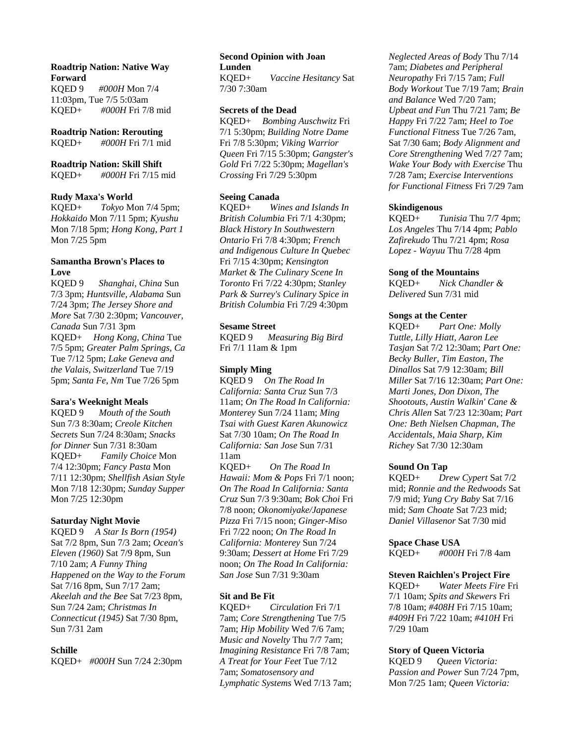**Roadtrip Nation: Native Way Forward**
KQED 9 *#000H* Mon 7/4 11:03pm, Tue 7/5 5:03am
KQED+ *#000H* Fri 7/8 mid

**Roadtrip Nation: Rerouting**
KQED+ *#000H* Fri 7/1 mid

**Roadtrip Nation: Skill Shift**
KQED+ *#000H* Fri 7/15 mid

**Rudy Maxa's World**
KQED+ *Tokyo* Mon 7/4 5pm; *Hokkaido* Mon 7/11 5pm; *Kyushu* Mon 7/18 5pm; *Hong Kong, Part 1* Mon 7/25 5pm

**Samantha Brown's Places to Love**
KQED 9 *Shanghai, China* Sun 7/3 3pm; *Huntsville, Alabama* Sun 7/24 3pm; *The Jersey Shore and More* Sat 7/30 2:30pm; *Vancouver, Canada* Sun 7/31 3pm
KQED+ *Hong Kong, China* Tue 7/5 5pm; *Greater Palm Springs, Ca* Tue 7/12 5pm; *Lake Geneva and the Valais, Switzerland* Tue 7/19 5pm; *Santa Fe, Nm* Tue 7/26 5pm

**Sara's Weeknight Meals**
KQED 9 *Mouth of the South* Sun 7/3 8:30am; *Creole Kitchen Secrets* Sun 7/24 8:30am; *Snacks for Dinner* Sun 7/31 8:30am
KQED+ *Family Choice* Mon 7/4 12:30pm; *Fancy Pasta* Mon 7/11 12:30pm; *Shellfish Asian Style* Mon 7/18 12:30pm; *Sunday Supper* Mon 7/25 12:30pm

**Saturday Night Movie**
KQED 9 *A Star Is Born (1954)* Sat 7/2 8pm, Sun 7/3 2am; *Ocean's Eleven (1960)* Sat 7/9 8pm, Sun 7/10 2am; *A Funny Thing Happened on the Way to the Forum* Sat 7/16 8pm, Sun 7/17 2am; *Akeelah and the Bee* Sat 7/23 8pm, Sun 7/24 2am; *Christmas In Connecticut (1945)* Sat 7/30 8pm, Sun 7/31 2am

**Schille**
KQED+ *#000H* Sun 7/24 2:30pm

**Second Opinion with Joan Lunden**
KQED+ *Vaccine Hesitancy* Sat 7/30 7:30am

**Secrets of the Dead**
KQED+ *Bombing Auschwitz* Fri 7/1 5:30pm; *Building Notre Dame* Fri 7/8 5:30pm; *Viking Warrior Queen* Fri 7/15 5:30pm; *Gangster's Gold* Fri 7/22 5:30pm; *Magellan's Crossing* Fri 7/29 5:30pm

**Seeing Canada**
KQED+ *Wines and Islands In British Columbia* Fri 7/1 4:30pm; *Black History In Southwestern Ontario* Fri 7/8 4:30pm; *French and Indigenous Culture In Quebec* Fri 7/15 4:30pm; *Kensington Market & The Culinary Scene In Toronto* Fri 7/22 4:30pm; *Stanley Park & Surrey's Culinary Spice in British Columbia* Fri 7/29 4:30pm

**Sesame Street**
KQED 9 *Measuring Big Bird* Fri 7/1 11am & 1pm

**Simply Ming**
KQED 9 *On The Road In California: Santa Cruz* Sun 7/3 11am; *On The Road In California: Monterey* Sun 7/24 11am; *Ming Tsai with Guest Karen Akunowicz* Sat 7/30 10am; *On The Road In California: San Jose* Sun 7/31 11am
KQED+ *On The Road In Hawaii: Mom & Pops* Fri 7/1 noon; *On The Road In California: Santa Cruz* Sun 7/3 9:30am; *Bok Choi* Fri 7/8 noon; *Okonomiyake/Japanese Pizza* Fri 7/15 noon; *Ginger-Miso* Fri 7/22 noon; *On The Road In California: Monterey* Sun 7/24 9:30am; *Dessert at Home* Fri 7/29 noon; *On The Road In California: San Jose* Sun 7/31 9:30am

**Sit and Be Fit**
KQED+ *Circulation* Fri 7/1 7am; *Core Strengthening* Tue 7/5 7am; *Hip Mobility* Wed 7/6 7am; *Music and Novelty* Thu 7/7 7am; *Imagining Resistance* Fri 7/8 7am; *A Treat for Your Feet* Tue 7/12 7am; *Somatosensory and Lymphatic Systems* Wed 7/13 7am; *Neglected Areas of Body* Thu 7/14 7am; *Diabetes and Peripheral Neuropathy* Fri 7/15 7am; *Full Body Workout* Tue 7/19 7am; *Brain and Balance* Wed 7/20 7am; *Upbeat and Fun* Thu 7/21 7am; *Be Happy* Fri 7/22 7am; *Heel to Toe Functional Fitness* Tue 7/26 7am, Sat 7/30 6am; *Body Alignment and Core Strengthening* Wed 7/27 7am; *Wake Your Body with Exercise* Thu 7/28 7am; *Exercise Interventions for Functional Fitness* Fri 7/29 7am

**Skindigenous**
KQED+ *Tunisia* Thu 7/7 4pm; *Los Angeles* Thu 7/14 4pm; *Pablo Zafirekudo* Thu 7/21 4pm; *Rosa Lopez - Wayuu* Thu 7/28 4pm

**Song of the Mountains**
KQED+ *Nick Chandler & Delivered* Sun 7/31 mid

**Songs at the Center**
KQED+ *Part One: Molly Tuttle, Lilly Hiatt, Aaron Lee Tasjan* Sat 7/2 12:30am; *Part One: Becky Buller, Tim Easton, The Dinallos* Sat 7/9 12:30am; *Bill Miller* Sat 7/16 12:30am; *Part One: Marti Jones, Don Dixon, The Shootouts, Austin Walkin' Cane & Chris Allen* Sat 7/23 12:30am; *Part One: Beth Nielsen Chapman, The Accidentals, Maia Sharp, Kim Richey* Sat 7/30 12:30am

**Sound On Tap**
KQED+ *Drew Cypert* Sat 7/2 mid; *Ronnie and the Redwoods* Sat 7/9 mid; *Yung Cry Baby* Sat 7/16 mid; *Sam Choate* Sat 7/23 mid; *Daniel Villasenor* Sat 7/30 mid

**Space Chase USA**
KQED+ *#000H* Fri 7/8 4am

**Steven Raichlen's Project Fire**
KQED+ *Water Meets Fire* Fri 7/1 10am; *Spits and Skewers* Fri 7/8 10am; *#408H* Fri 7/15 10am; *#409H* Fri 7/22 10am; *#410H* Fri 7/29 10am

**Story of Queen Victoria**
KQED 9 *Queen Victoria: Passion and Power* Sun 7/24 7pm, Mon 7/25 1am; *Queen Victoria:*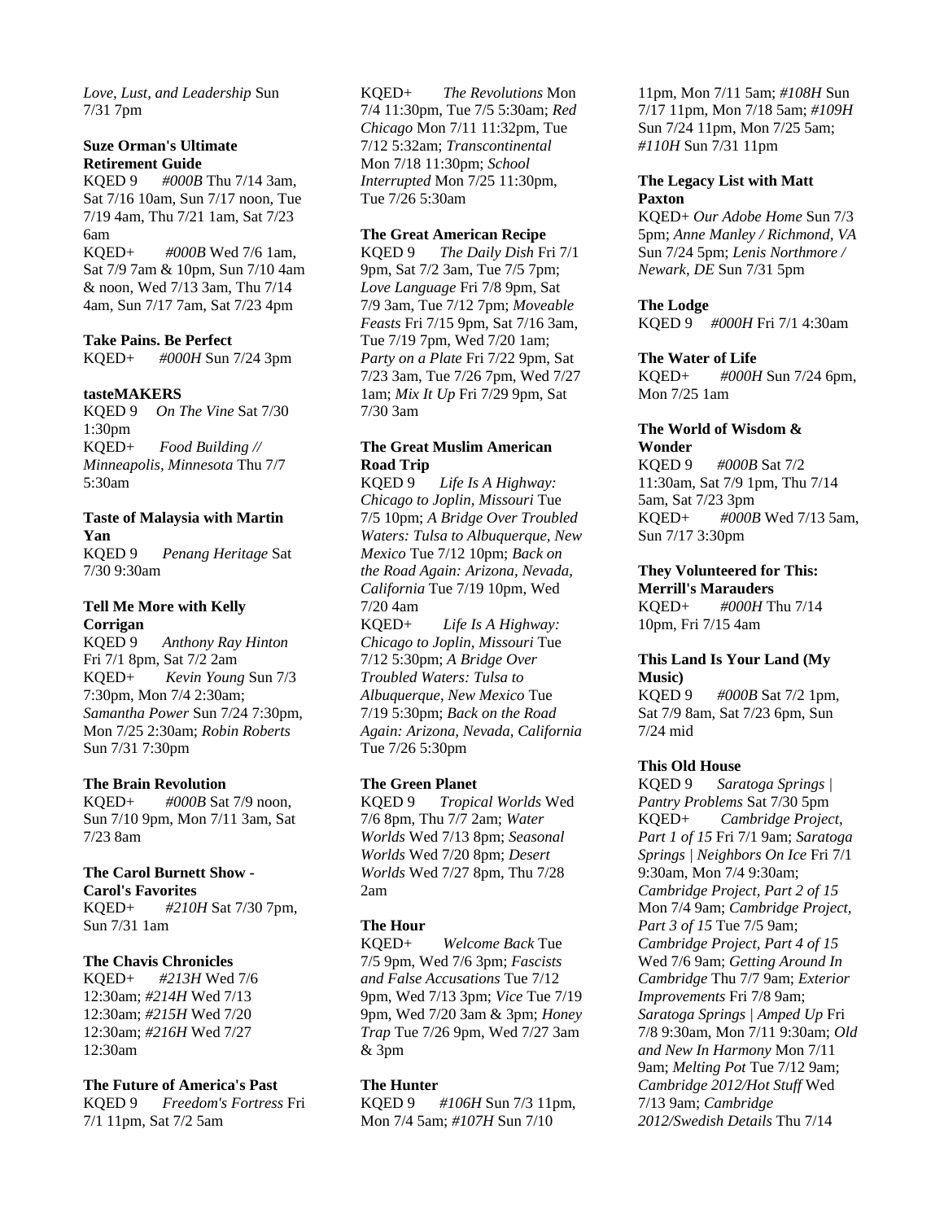*Love, Lust, and Leadership* Sun 7/31 7pm

**Suze Orman's Ultimate Retirement Guide**
KQED 9 *#000B* Thu 7/14 3am, Sat 7/16 10am, Sun 7/17 noon, Tue 7/19 4am, Thu 7/21 1am, Sat 7/23 6am
KQED+ *#000B* Wed 7/6 1am, Sat 7/9 7am & 10pm, Sun 7/10 4am & noon, Wed 7/13 3am, Thu 7/14 4am, Sun 7/17 7am, Sat 7/23 4pm

**Take Pains. Be Perfect**
KQED+ *#000H* Sun 7/24 3pm

**tasteMAKERS**
KQED 9 *On The Vine* Sat 7/30 1:30pm
KQED+ *Food Building // Minneapolis, Minnesota* Thu 7/7 5:30am

**Taste of Malaysia with Martin Yan**
KQED 9 *Penang Heritage* Sat 7/30 9:30am

**Tell Me More with Kelly Corrigan**
KQED 9 *Anthony Ray Hinton* Fri 7/1 8pm, Sat 7/2 2am
KQED+ *Kevin Young* Sun 7/3 7:30pm, Mon 7/4 2:30am; *Samantha Power* Sun 7/24 7:30pm, Mon 7/25 2:30am; *Robin Roberts* Sun 7/31 7:30pm

**The Brain Revolution**
KQED+ *#000B* Sat 7/9 noon, Sun 7/10 9pm, Mon 7/11 3am, Sat 7/23 8am

**The Carol Burnett Show - Carol's Favorites**
KQED+ *#210H* Sat 7/30 7pm, Sun 7/31 1am

**The Chavis Chronicles**
KQED+ *#213H* Wed 7/6 12:30am; *#214H* Wed 7/13 12:30am; *#215H* Wed 7/20 12:30am; *#216H* Wed 7/27 12:30am

**The Future of America's Past**
KQED 9 *Freedom's Fortress* Fri 7/1 11pm, Sat 7/2 5am
KQED+ *The Revolutions* Mon 7/4 11:30pm, Tue 7/5 5:30am; *Red Chicago* Mon 7/11 11:32pm, Tue 7/12 5:32am; *Transcontinental* Mon 7/18 11:30pm; *School Interrupted* Mon 7/25 11:30pm, Tue 7/26 5:30am

**The Great American Recipe**
KQED 9 *The Daily Dish* Fri 7/1 9pm, Sat 7/2 3am, Tue 7/5 7pm; *Love Language* Fri 7/8 9pm, Sat 7/9 3am, Tue 7/12 7pm; *Moveable Feasts* Fri 7/15 9pm, Sat 7/16 3am, Tue 7/19 7pm, Wed 7/20 1am; *Party on a Plate* Fri 7/22 9pm, Sat 7/23 3am, Tue 7/26 7pm, Wed 7/27 1am; *Mix It Up* Fri 7/29 9pm, Sat 7/30 3am

**The Great Muslim American Road Trip**
KQED 9 *Life Is A Highway: Chicago to Joplin, Missouri* Tue 7/5 10pm; *A Bridge Over Troubled Waters: Tulsa to Albuquerque, New Mexico* Tue 7/12 10pm; *Back on the Road Again: Arizona, Nevada, California* Tue 7/19 10pm, Wed 7/20 4am
KQED+ *Life Is A Highway: Chicago to Joplin, Missouri* Tue 7/12 5:30pm; *A Bridge Over Troubled Waters: Tulsa to Albuquerque, New Mexico* Tue 7/19 5:30pm; *Back on the Road Again: Arizona, Nevada, California* Tue 7/26 5:30pm

**The Green Planet**
KQED 9 *Tropical Worlds* Wed 7/6 8pm, Thu 7/7 2am; *Water Worlds* Wed 7/13 8pm; *Seasonal Worlds* Wed 7/20 8pm; *Desert Worlds* Wed 7/27 8pm, Thu 7/28 2am

**The Hour**
KQED+ *Welcome Back* Tue 7/5 9pm, Wed 7/6 3pm; *Fascists and False Accusations* Tue 7/12 9pm, Wed 7/13 3pm; *Vice* Tue 7/19 9pm, Wed 7/20 3am & 3pm; *Honey Trap* Tue 7/26 9pm, Wed 7/27 3am & 3pm

**The Hunter**
KQED 9 *#106H* Sun 7/3 11pm, Mon 7/4 5am; *#107H* Sun 7/10 11pm, Mon 7/11 5am; *#108H* Sun 7/17 11pm, Mon 7/18 5am; *#109H* Sun 7/24 11pm, Mon 7/25 5am; *#110H* Sun 7/31 11pm

**The Legacy List with Matt Paxton**
KQED+ *Our Adobe Home* Sun 7/3 5pm; *Anne Manley / Richmond, VA* Sun 7/24 5pm; *Lenis Northmore / Newark, DE* Sun 7/31 5pm

**The Lodge**
KQED 9 *#000H* Fri 7/1 4:30am

**The Water of Life**
KQED+ *#000H* Sun 7/24 6pm, Mon 7/25 1am

**The World of Wisdom & Wonder**
KQED 9 *#000B* Sat 7/2 11:30am, Sat 7/9 1pm, Thu 7/14 5am, Sat 7/23 3pm
KQED+ *#000B* Wed 7/13 5am, Sun 7/17 3:30pm

**They Volunteered for This: Merrill's Marauders**
KQED+ *#000H* Thu 7/14 10pm, Fri 7/15 4am

**This Land Is Your Land (My Music)**
KQED 9 *#000B* Sat 7/2 1pm, Sat 7/9 8am, Sat 7/23 6pm, Sun 7/24 mid

**This Old House**
KQED 9 *Saratoga Springs | Pantry Problems* Sat 7/30 5pm
KQED+ *Cambridge Project, Part 1 of 15* Fri 7/1 9am; *Saratoga Springs | Neighbors On Ice* Fri 7/1 9:30am, Mon 7/4 9:30am; *Cambridge Project, Part 2 of 15* Mon 7/4 9am; *Cambridge Project, Part 3 of 15* Tue 7/5 9am; *Cambridge Project, Part 4 of 15* Wed 7/6 9am; *Getting Around In Cambridge* Thu 7/7 9am; *Exterior Improvements* Fri 7/8 9am; *Saratoga Springs | Amped Up* Fri 7/8 9:30am, Mon 7/11 9:30am; *Old and New In Harmony* Mon 7/11 9am; *Melting Pot* Tue 7/12 9am; *Cambridge 2012/Hot Stuff* Wed 7/13 9am; *Cambridge 2012/Swedish Details* Thu 7/14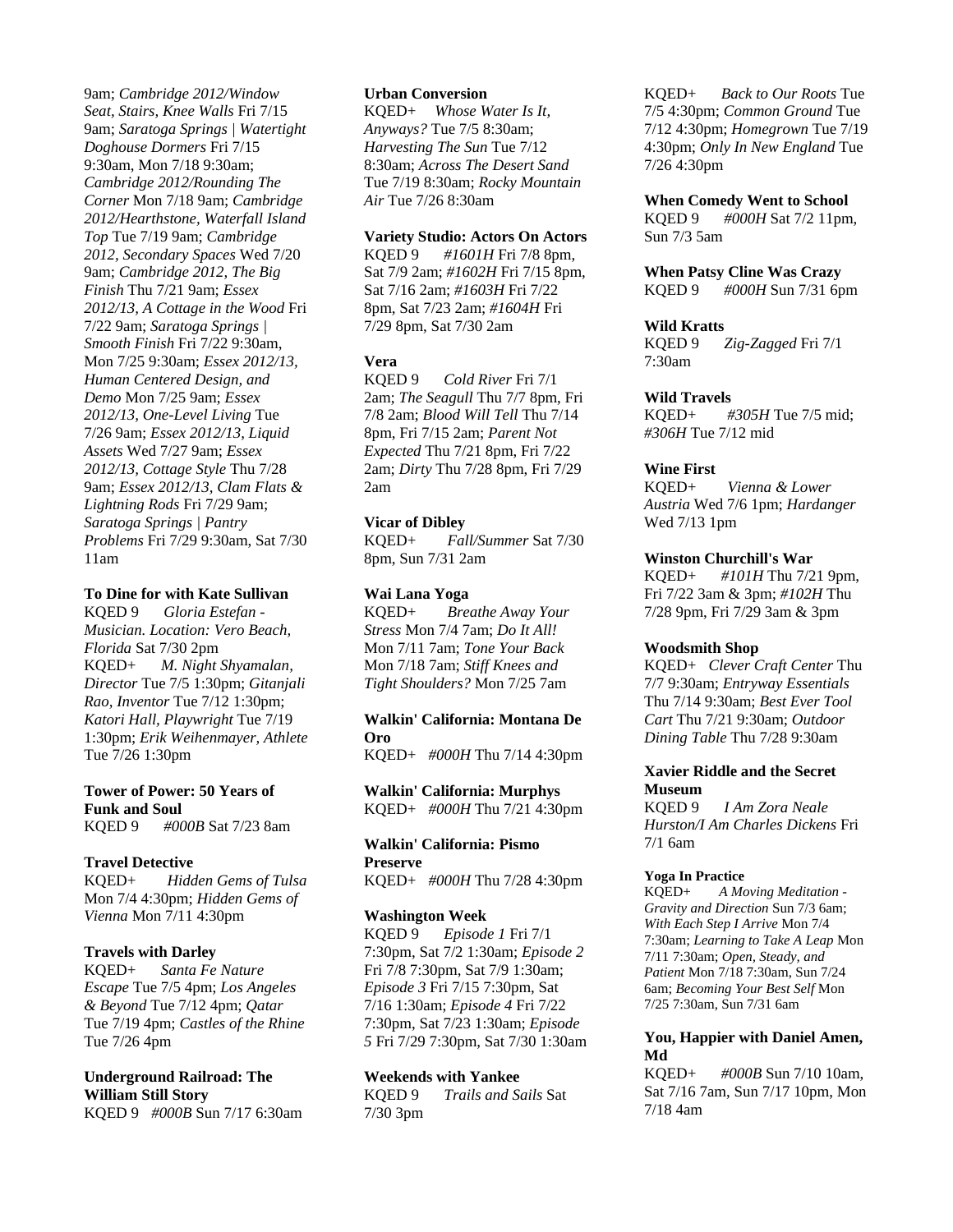9am; *Cambridge 2012/Window Seat, Stairs, Knee Walls* Fri 7/15 9am; *Saratoga Springs | Watertight Doghouse Dormers* Fri 7/15 9:30am, Mon 7/18 9:30am; *Cambridge 2012/Rounding The Corner* Mon 7/18 9am; *Cambridge 2012/Hearthstone, Waterfall Island Top* Tue 7/19 9am; *Cambridge 2012, Secondary Spaces* Wed 7/20 9am; *Cambridge 2012, The Big Finish* Thu 7/21 9am; *Essex 2012/13, A Cottage in the Wood* Fri 7/22 9am; *Saratoga Springs | Smooth Finish* Fri 7/22 9:30am, Mon 7/25 9:30am; *Essex 2012/13, Human Centered Design, and Demo* Mon 7/25 9am; *Essex 2012/13, One-Level Living* Tue 7/26 9am; *Essex 2012/13, Liquid Assets* Wed 7/27 9am; *Essex 2012/13, Cottage Style* Thu 7/28 9am; *Essex 2012/13, Clam Flats & Lightning Rods* Fri 7/29 9am; *Saratoga Springs | Pantry Problems* Fri 7/29 9:30am, Sat 7/30 11am

**To Dine for with Kate Sullivan**
KQED 9 *Gloria Estefan - Musician. Location: Vero Beach, Florida* Sat 7/30 2pm
KQED+ *M. Night Shyamalan, Director* Tue 7/5 1:30pm; *Gitanjali Rao, Inventor* Tue 7/12 1:30pm; *Katori Hall, Playwright* Tue 7/19 1:30pm; *Erik Weihenmayer, Athlete* Tue 7/26 1:30pm

**Tower of Power: 50 Years of Funk and Soul**
KQED 9 *#000B* Sat 7/23 8am

**Travel Detective**
KQED+ *Hidden Gems of Tulsa* Mon 7/4 4:30pm; *Hidden Gems of Vienna* Mon 7/11 4:30pm

**Travels with Darley**
KQED+ *Santa Fe Nature Escape* Tue 7/5 4pm; *Los Angeles & Beyond* Tue 7/12 4pm; *Qatar* Tue 7/19 4pm; *Castles of the Rhine* Tue 7/26 4pm

**Underground Railroad: The William Still Story**
KQED 9 *#000B* Sun 7/17 6:30am

**Urban Conversion**
KQED+ *Whose Water Is It, Anyways?* Tue 7/5 8:30am; *Harvesting The Sun* Tue 7/12 8:30am; *Across The Desert Sand* Tue 7/19 8:30am; *Rocky Mountain Air* Tue 7/26 8:30am

**Variety Studio: Actors On Actors**
KQED 9 *#1601H* Fri 7/8 8pm, Sat 7/9 2am; *#1602H* Fri 7/15 8pm, Sat 7/16 2am; *#1603H* Fri 7/22 8pm, Sat 7/23 2am; *#1604H* Fri 7/29 8pm, Sat 7/30 2am

**Vera**
KQED 9 *Cold River* Fri 7/1 2am; *The Seagull* Thu 7/7 8pm, Fri 7/8 2am; *Blood Will Tell* Thu 7/14 8pm, Fri 7/15 2am; *Parent Not Expected* Thu 7/21 8pm, Fri 7/22 2am; *Dirty* Thu 7/28 8pm, Fri 7/29 2am

**Vicar of Dibley**
KQED+ *Fall/Summer* Sat 7/30 8pm, Sun 7/31 2am

**Wai Lana Yoga**
KQED+ *Breathe Away Your Stress* Mon 7/4 7am; *Do It All!* Mon 7/11 7am; *Tone Your Back* Mon 7/18 7am; *Stiff Knees and Tight Shoulders?* Mon 7/25 7am

**Walkin' California: Montana De Oro**
KQED+ *#000H* Thu 7/14 4:30pm

**Walkin' California: Murphys**
KQED+ *#000H* Thu 7/21 4:30pm

**Walkin' California: Pismo Preserve**
KQED+ *#000H* Thu 7/28 4:30pm

**Washington Week**
KQED 9 *Episode 1* Fri 7/1 7:30pm, Sat 7/2 1:30am; *Episode 2* Fri 7/8 7:30pm, Sat 7/9 1:30am; *Episode 3* Fri 7/15 7:30pm, Sat 7/16 1:30am; *Episode 4* Fri 7/22 7:30pm, Sat 7/23 1:30am; *Episode 5* Fri 7/29 7:30pm, Sat 7/30 1:30am

**Weekends with Yankee**
KQED 9 *Trails and Sails* Sat 7/30 3pm
KQED+ *Back to Our Roots* Tue 7/5 4:30pm; *Common Ground* Tue 7/12 4:30pm; *Homegrown* Tue 7/19 4:30pm; *Only In New England* Tue 7/26 4:30pm

**When Comedy Went to School**
KQED 9 *#000H* Sat 7/2 11pm, Sun 7/3 5am

**When Patsy Cline Was Crazy**
KQED 9 *#000H* Sun 7/31 6pm

**Wild Kratts**
KQED 9 *Zig-Zagged* Fri 7/1 7:30am

**Wild Travels**
KQED+ *#305H* Tue 7/5 mid; *#306H* Tue 7/12 mid

**Wine First**
KQED+ *Vienna & Lower Austria* Wed 7/6 1pm; *Hardanger* Wed 7/13 1pm

**Winston Churchill's War**
KQED+ *#101H* Thu 7/21 9pm, Fri 7/22 3am & 3pm; *#102H* Thu 7/28 9pm, Fri 7/29 3am & 3pm

**Woodsmith Shop**
KQED+ *Clever Craft Center* Thu 7/7 9:30am; *Entryway Essentials* Thu 7/14 9:30am; *Best Ever Tool Cart* Thu 7/21 9:30am; *Outdoor Dining Table* Thu 7/28 9:30am

**Xavier Riddle and the Secret Museum**
KQED 9 *I Am Zora Neale Hurston/I Am Charles Dickens* Fri 7/1 6am

**Yoga In Practice**
KQED+ *A Moving Meditation - Gravity and Direction* Sun 7/3 6am; *With Each Step I Arrive* Mon 7/4 7:30am; *Learning to Take A Leap* Mon 7/11 7:30am; *Open, Steady, and Patient* Mon 7/18 7:30am, Sun 7/24 6am; *Becoming Your Best Self* Mon 7/25 7:30am, Sun 7/31 6am

**You, Happier with Daniel Amen, Md**
KQED+ *#000B* Sun 7/10 10am, Sat 7/16 7am, Sun 7/17 10pm, Mon 7/18 4am